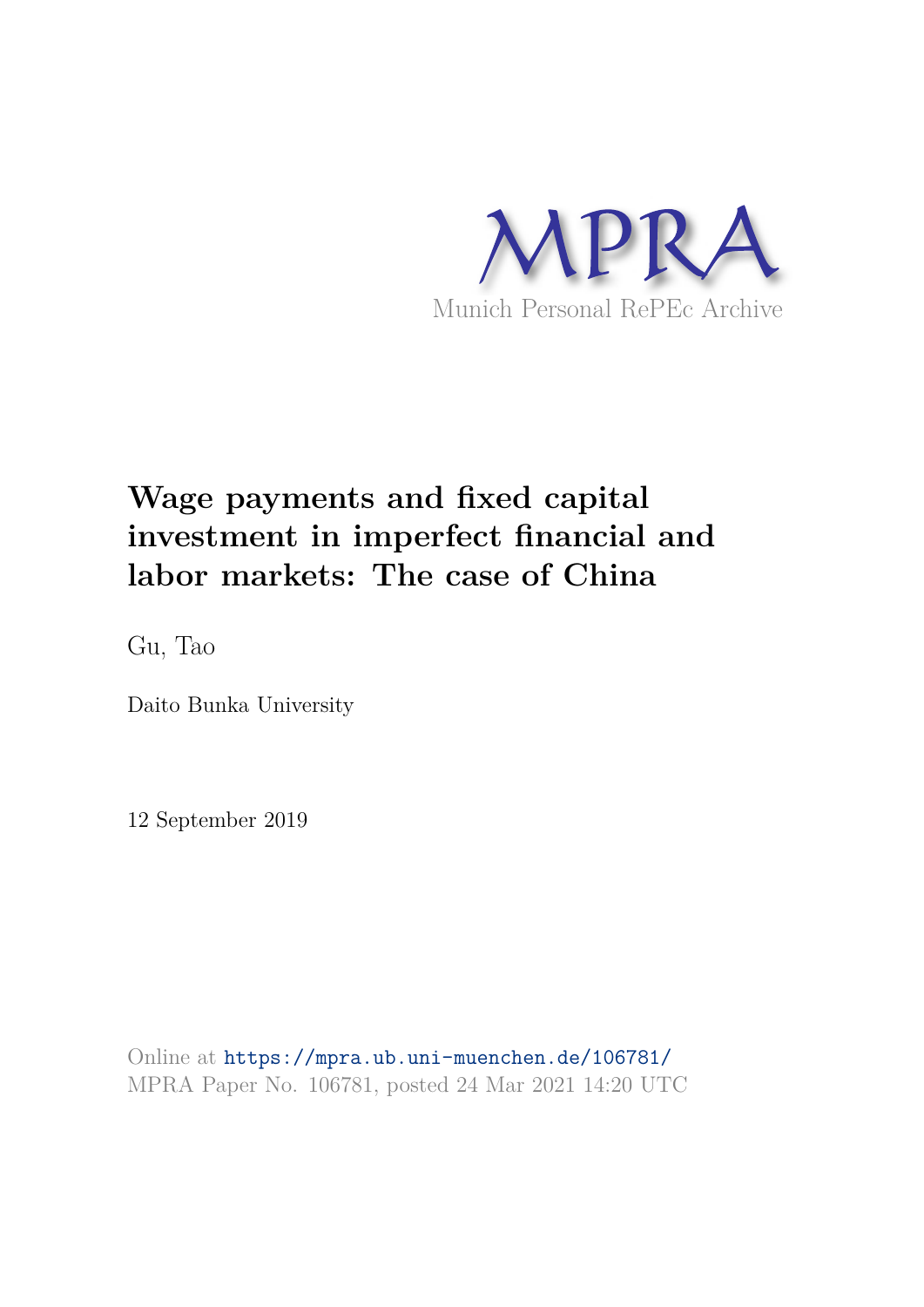MPRA

Munich Personal RePEc Archive

# Wage payments and fixed capital investment in imperfect financial and labor markets: The case of China

Gu, Tao

Daito Bunka University

12 September 2019

Online at https://mpra.ub.uni-muenchen.de/106781/
MPRA Paper No. 106781, posted 24 Mar 2021 14:20 UTC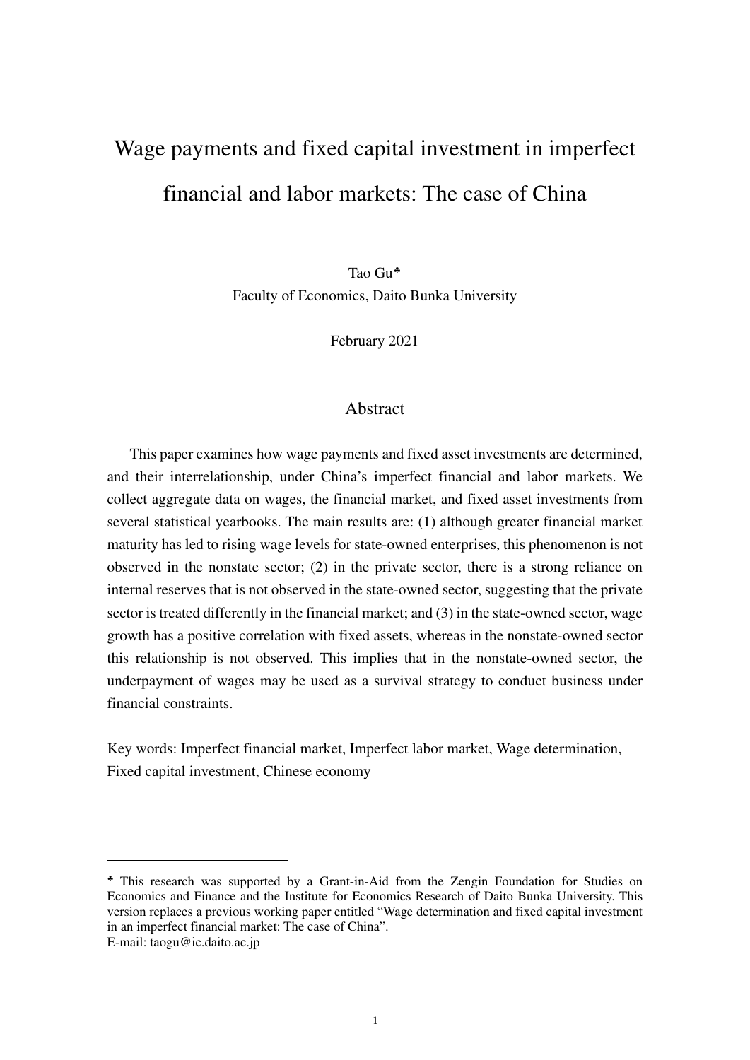# Wage payments and fixed capital investment in imperfect financial and labor markets: The case of China

Tao Gu[♣]
Faculty of Economics, Daito Bunka University

February 2021

## Abstract

This paper examines how wage payments and fixed asset investments are determined, and their interrelationship, under China's imperfect financial and labor markets. We collect aggregate data on wages, the financial market, and fixed asset investments from several statistical yearbooks. The main results are: (1) although greater financial market maturity has led to rising wage levels for state-owned enterprises, this phenomenon is not observed in the nonstate sector; (2) in the private sector, there is a strong reliance on internal reserves that is not observed in the state-owned sector, suggesting that the private sector is treated differently in the financial market; and (3) in the state-owned sector, wage growth has a positive correlation with fixed assets, whereas in the nonstate-owned sector this relationship is not observed. This implies that in the nonstate-owned sector, the underpayment of wages may be used as a survival strategy to conduct business under financial constraints.

Key words: Imperfect financial market, Imperfect labor market, Wage determination, Fixed capital investment, Chinese economy

---

[♣] This research was supported by a Grant-in-Aid from the Zengin Foundation for Studies on Economics and Finance and the Institute for Economics Research of Daito Bunka University. This version replaces a previous working paper entitled "Wage determination and fixed capital investment in an imperfect financial market: The case of China".
E-mail: taogu@ic.daito.ac.jp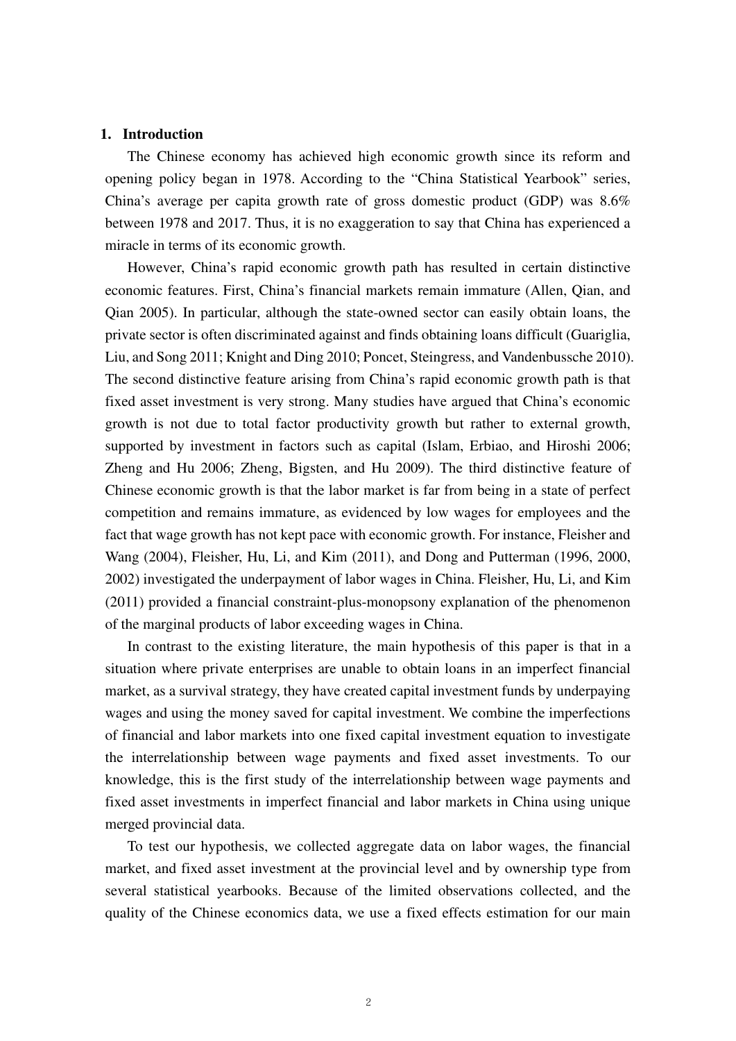## 1. Introduction

The Chinese economy has achieved high economic growth since its reform and opening policy began in 1978. According to the "China Statistical Yearbook" series, China's average per capita growth rate of gross domestic product (GDP) was 8.6% between 1978 and 2017. Thus, it is no exaggeration to say that China has experienced a miracle in terms of its economic growth.

However, China's rapid economic growth path has resulted in certain distinctive economic features. First, China's financial markets remain immature (Allen, Qian, and Qian 2005). In particular, although the state-owned sector can easily obtain loans, the private sector is often discriminated against and finds obtaining loans difficult (Guariglia, Liu, and Song 2011; Knight and Ding 2010; Poncet, Steingress, and Vandenbussche 2010). The second distinctive feature arising from China's rapid economic growth path is that fixed asset investment is very strong. Many studies have argued that China's economic growth is not due to total factor productivity growth but rather to external growth, supported by investment in factors such as capital (Islam, Erbiao, and Hiroshi 2006; Zheng and Hu 2006; Zheng, Bigsten, and Hu 2009). The third distinctive feature of Chinese economic growth is that the labor market is far from being in a state of perfect competition and remains immature, as evidenced by low wages for employees and the fact that wage growth has not kept pace with economic growth. For instance, Fleisher and Wang (2004), Fleisher, Hu, Li, and Kim (2011), and Dong and Putterman (1996, 2000, 2002) investigated the underpayment of labor wages in China. Fleisher, Hu, Li, and Kim (2011) provided a financial constraint-plus-monopsony explanation of the phenomenon of the marginal products of labor exceeding wages in China.

In contrast to the existing literature, the main hypothesis of this paper is that in a situation where private enterprises are unable to obtain loans in an imperfect financial market, as a survival strategy, they have created capital investment funds by underpaying wages and using the money saved for capital investment. We combine the imperfections of financial and labor markets into one fixed capital investment equation to investigate the interrelationship between wage payments and fixed asset investments. To our knowledge, this is the first study of the interrelationship between wage payments and fixed asset investments in imperfect financial and labor markets in China using unique merged provincial data.

To test our hypothesis, we collected aggregate data on labor wages, the financial market, and fixed asset investment at the provincial level and by ownership type from several statistical yearbooks. Because of the limited observations collected, and the quality of the Chinese economics data, we use a fixed effects estimation for our main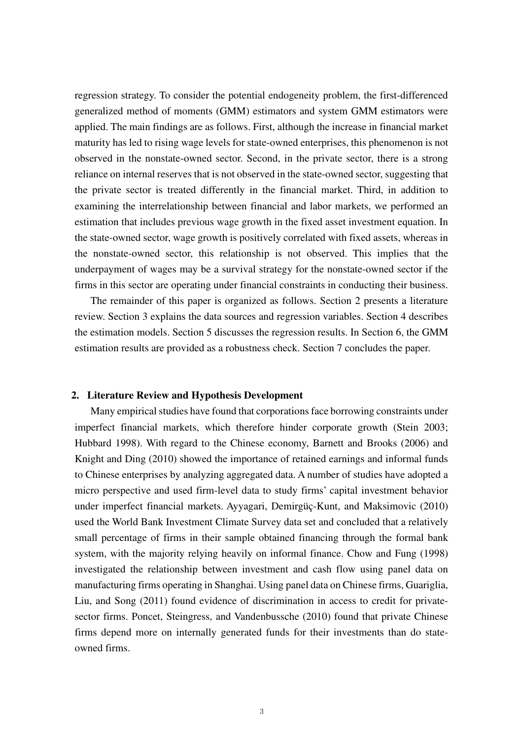regression strategy. To consider the potential endogeneity problem, the first-differenced generalized method of moments (GMM) estimators and system GMM estimators were applied. The main findings are as follows. First, although the increase in financial market maturity has led to rising wage levels for state-owned enterprises, this phenomenon is not observed in the nonstate-owned sector. Second, in the private sector, there is a strong reliance on internal reserves that is not observed in the state-owned sector, suggesting that the private sector is treated differently in the financial market. Third, in addition to examining the interrelationship between financial and labor markets, we performed an estimation that includes previous wage growth in the fixed asset investment equation. In the state-owned sector, wage growth is positively correlated with fixed assets, whereas in the nonstate-owned sector, this relationship is not observed. This implies that the underpayment of wages may be a survival strategy for the nonstate-owned sector if the firms in this sector are operating under financial constraints in conducting their business.

The remainder of this paper is organized as follows. Section 2 presents a literature review. Section 3 explains the data sources and regression variables. Section 4 describes the estimation models. Section 5 discusses the regression results. In Section 6, the GMM estimation results are provided as a robustness check. Section 7 concludes the paper.

## 2. Literature Review and Hypothesis Development

Many empirical studies have found that corporations face borrowing constraints under imperfect financial markets, which therefore hinder corporate growth (Stein 2003; Hubbard 1998). With regard to the Chinese economy, Barnett and Brooks (2006) and Knight and Ding (2010) showed the importance of retained earnings and informal funds to Chinese enterprises by analyzing aggregated data. A number of studies have adopted a micro perspective and used firm-level data to study firms' capital investment behavior under imperfect financial markets. Ayyagari, Demirgüç-Kunt, and Maksimovic (2010) used the World Bank Investment Climate Survey data set and concluded that a relatively small percentage of firms in their sample obtained financing through the formal bank system, with the majority relying heavily on informal finance. Chow and Fung (1998) investigated the relationship between investment and cash flow using panel data on manufacturing firms operating in Shanghai. Using panel data on Chinese firms, Guariglia, Liu, and Song (2011) found evidence of discrimination in access to credit for private-sector firms. Poncet, Steingress, and Vandenbussche (2010) found that private Chinese firms depend more on internally generated funds for their investments than do state-owned firms.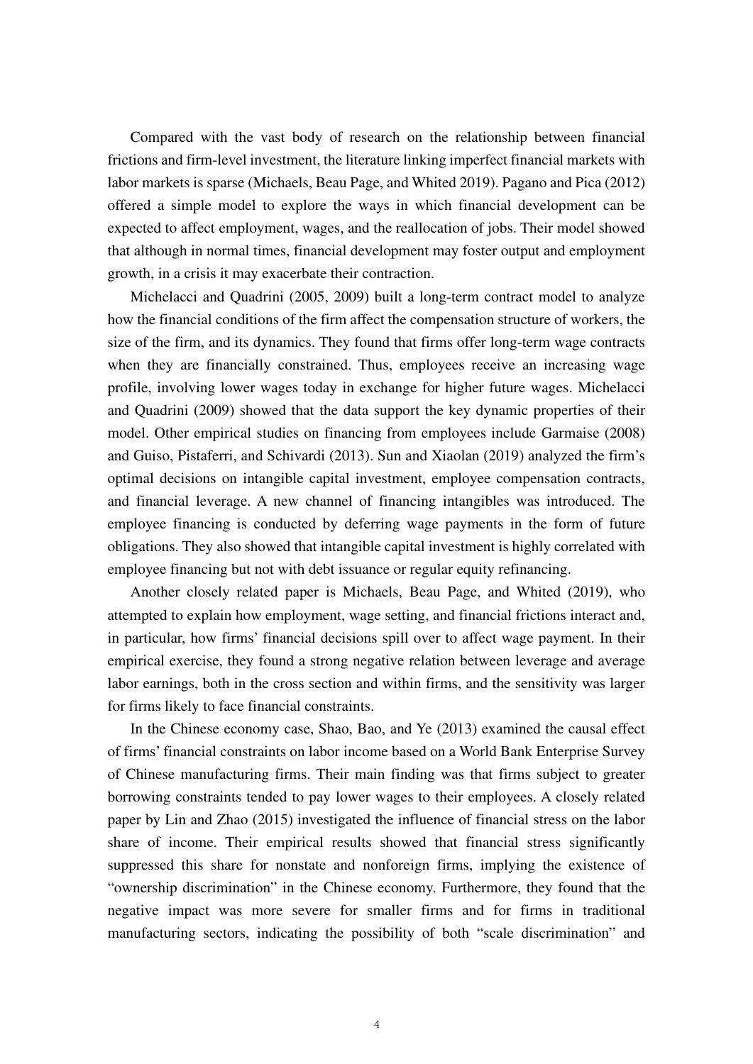Compared with the vast body of research on the relationship between financial frictions and firm-level investment, the literature linking imperfect financial markets with labor markets is sparse (Michaels, Beau Page, and Whited 2019). Pagano and Pica (2012) offered a simple model to explore the ways in which financial development can be expected to affect employment, wages, and the reallocation of jobs. Their model showed that although in normal times, financial development may foster output and employment growth, in a crisis it may exacerbate their contraction.

Michelacci and Quadrini (2005, 2009) built a long-term contract model to analyze how the financial conditions of the firm affect the compensation structure of workers, the size of the firm, and its dynamics. They found that firms offer long-term wage contracts when they are financially constrained. Thus, employees receive an increasing wage profile, involving lower wages today in exchange for higher future wages. Michelacci and Quadrini (2009) showed that the data support the key dynamic properties of their model. Other empirical studies on financing from employees include Garmaise (2008) and Guiso, Pistaferri, and Schivardi (2013). Sun and Xiaolan (2019) analyzed the firm's optimal decisions on intangible capital investment, employee compensation contracts, and financial leverage. A new channel of financing intangibles was introduced. The employee financing is conducted by deferring wage payments in the form of future obligations. They also showed that intangible capital investment is highly correlated with employee financing but not with debt issuance or regular equity refinancing.

Another closely related paper is Michaels, Beau Page, and Whited (2019), who attempted to explain how employment, wage setting, and financial frictions interact and, in particular, how firms' financial decisions spill over to affect wage payment. In their empirical exercise, they found a strong negative relation between leverage and average labor earnings, both in the cross section and within firms, and the sensitivity was larger for firms likely to face financial constraints.

In the Chinese economy case, Shao, Bao, and Ye (2013) examined the causal effect of firms' financial constraints on labor income based on a World Bank Enterprise Survey of Chinese manufacturing firms. Their main finding was that firms subject to greater borrowing constraints tended to pay lower wages to their employees. A closely related paper by Lin and Zhao (2015) investigated the influence of financial stress on the labor share of income. Their empirical results showed that financial stress significantly suppressed this share for nonstate and nonforeign firms, implying the existence of "ownership discrimination" in the Chinese economy. Furthermore, they found that the negative impact was more severe for smaller firms and for firms in traditional manufacturing sectors, indicating the possibility of both "scale discrimination" and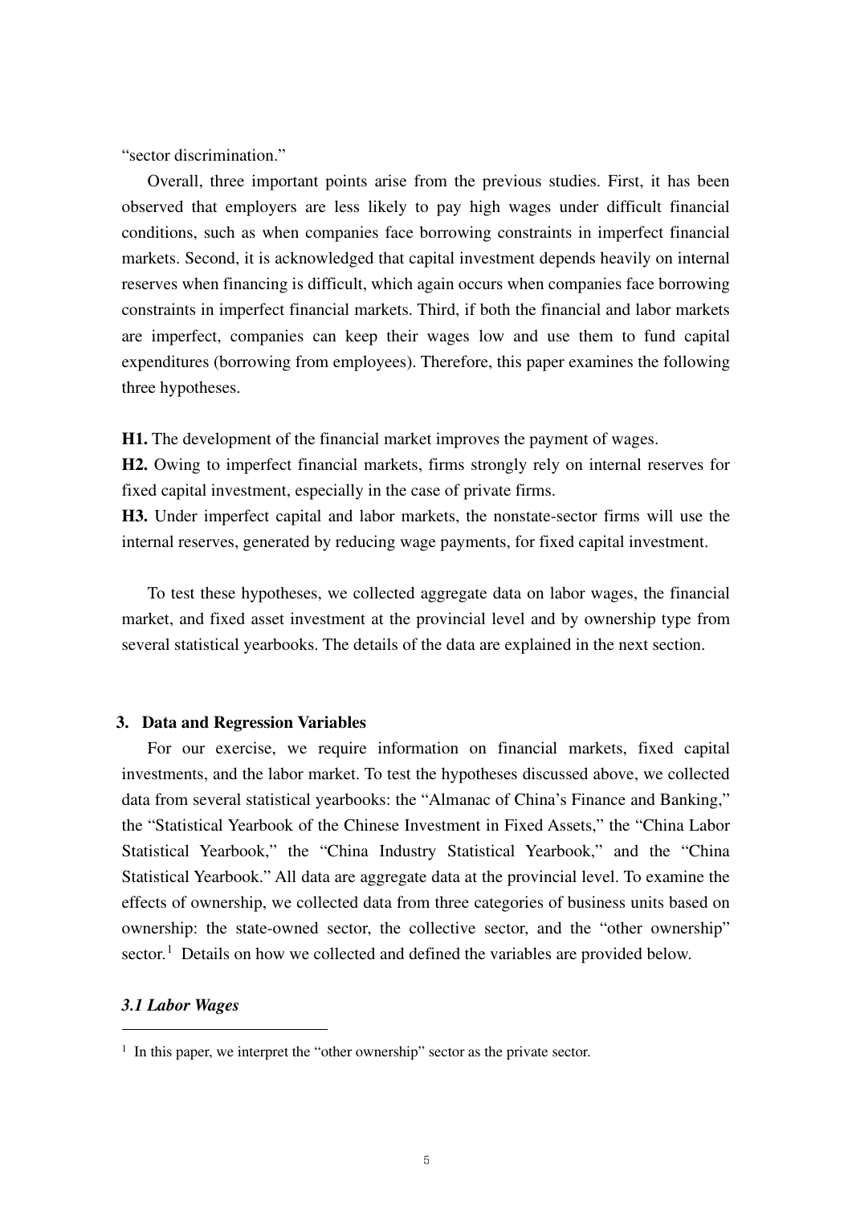"sector discrimination."

Overall, three important points arise from the previous studies. First, it has been observed that employers are less likely to pay high wages under difficult financial conditions, such as when companies face borrowing constraints in imperfect financial markets. Second, it is acknowledged that capital investment depends heavily on internal reserves when financing is difficult, which again occurs when companies face borrowing constraints in imperfect financial markets. Third, if both the financial and labor markets are imperfect, companies can keep their wages low and use them to fund capital expenditures (borrowing from employees). Therefore, this paper examines the following three hypotheses.

**H1.** The development of the financial market improves the payment of wages.

**H2.** Owing to imperfect financial markets, firms strongly rely on internal reserves for fixed capital investment, especially in the case of private firms.

**H3.** Under imperfect capital and labor markets, the nonstate-sector firms will use the internal reserves, generated by reducing wage payments, for fixed capital investment.

To test these hypotheses, we collected aggregate data on labor wages, the financial market, and fixed asset investment at the provincial level and by ownership type from several statistical yearbooks. The details of the data are explained in the next section.

## 3. Data and Regression Variables

For our exercise, we require information on financial markets, fixed capital investments, and the labor market. To test the hypotheses discussed above, we collected data from several statistical yearbooks: the "Almanac of China's Finance and Banking," the "Statistical Yearbook of the Chinese Investment in Fixed Assets," the "China Labor Statistical Yearbook," the "China Industry Statistical Yearbook," and the "China Statistical Yearbook." All data are aggregate data at the provincial level. To examine the effects of ownership, we collected data from three categories of business units based on ownership: the state-owned sector, the collective sector, and the "other ownership" sector.[1] Details on how we collected and defined the variables are provided below.

### *3.1 Labor Wages*

[1] In this paper, we interpret the "other ownership" sector as the private sector.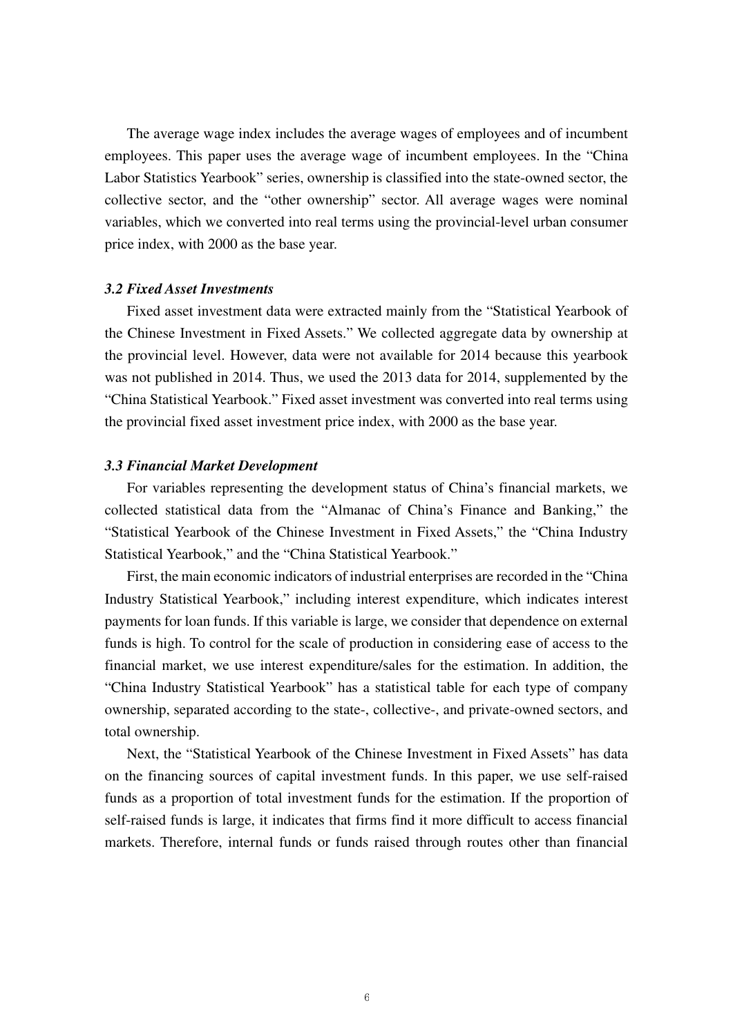The average wage index includes the average wages of employees and of incumbent employees. This paper uses the average wage of incumbent employees. In the "China Labor Statistics Yearbook" series, ownership is classified into the state-owned sector, the collective sector, and the "other ownership" sector. All average wages were nominal variables, which we converted into real terms using the provincial-level urban consumer price index, with 2000 as the base year.

### *3.2 Fixed Asset Investments*

Fixed asset investment data were extracted mainly from the "Statistical Yearbook of the Chinese Investment in Fixed Assets." We collected aggregate data by ownership at the provincial level. However, data were not available for 2014 because this yearbook was not published in 2014. Thus, we used the 2013 data for 2014, supplemented by the "China Statistical Yearbook." Fixed asset investment was converted into real terms using the provincial fixed asset investment price index, with 2000 as the base year.

### *3.3 Financial Market Development*

For variables representing the development status of China's financial markets, we collected statistical data from the "Almanac of China's Finance and Banking," the "Statistical Yearbook of the Chinese Investment in Fixed Assets," the "China Industry Statistical Yearbook," and the "China Statistical Yearbook."

First, the main economic indicators of industrial enterprises are recorded in the "China Industry Statistical Yearbook," including interest expenditure, which indicates interest payments for loan funds. If this variable is large, we consider that dependence on external funds is high. To control for the scale of production in considering ease of access to the financial market, we use interest expenditure/sales for the estimation. In addition, the "China Industry Statistical Yearbook" has a statistical table for each type of company ownership, separated according to the state-, collective-, and private-owned sectors, and total ownership.

Next, the "Statistical Yearbook of the Chinese Investment in Fixed Assets" has data on the financing sources of capital investment funds. In this paper, we use self-raised funds as a proportion of total investment funds for the estimation. If the proportion of self-raised funds is large, it indicates that firms find it more difficult to access financial markets. Therefore, internal funds or funds raised through routes other than financial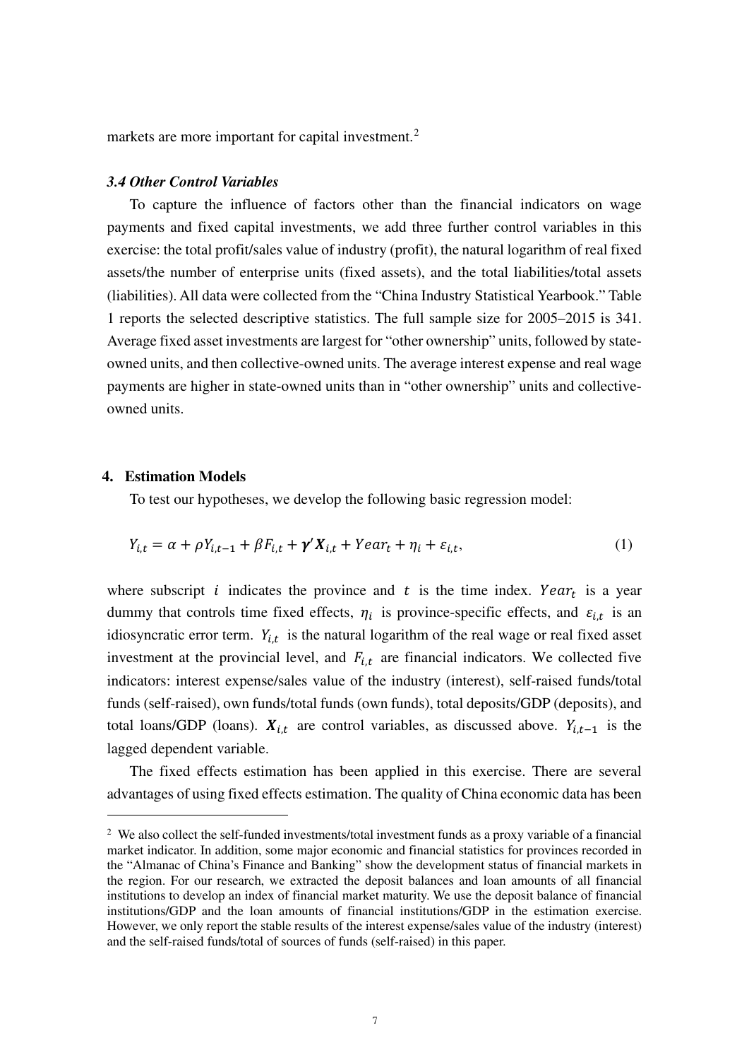markets are more important for capital investment.[2]

### *3.4 Other Control Variables*

To capture the influence of factors other than the financial indicators on wage payments and fixed capital investments, we add three further control variables in this exercise: the total profit/sales value of industry (profit), the natural logarithm of real fixed assets/the number of enterprise units (fixed assets), and the total liabilities/total assets (liabilities). All data were collected from the "China Industry Statistical Yearbook." Table 1 reports the selected descriptive statistics. The full sample size for 2005–2015 is 341. Average fixed asset investments are largest for "other ownership" units, followed by state-owned units, and then collective-owned units. The average interest expense and real wage payments are higher in state-owned units than in "other ownership" units and collective-owned units.

## 4. Estimation Models

To test our hypotheses, we develop the following basic regression model:

$$Y_{i,t} = \alpha + \rho Y_{i,t-1} + \beta F_{i,t} + \boldsymbol{\gamma}' \boldsymbol{X}_{i,t} + Year_t + \eta_i + \varepsilon_{i,t}, \tag{1}$$

where subscript $i$ indicates the province and $t$ is the time index. $Year_t$ is a year dummy that controls time fixed effects, $\eta_i$ is province-specific effects, and $\varepsilon_{i,t}$ is an idiosyncratic error term. $Y_{i,t}$ is the natural logarithm of the real wage or real fixed asset investment at the provincial level, and $F_{i,t}$ are financial indicators. We collected five indicators: interest expense/sales value of the industry (interest), self-raised funds/total funds (self-raised), own funds/total funds (own funds), total deposits/GDP (deposits), and total loans/GDP (loans). $\boldsymbol{X}_{i,t}$ are control variables, as discussed above. $Y_{i,t-1}$ is the lagged dependent variable.

The fixed effects estimation has been applied in this exercise. There are several advantages of using fixed effects estimation. The quality of China economic data has been

[2] We also collect the self-funded investments/total investment funds as a proxy variable of a financial market indicator. In addition, some major economic and financial statistics for provinces recorded in the "Almanac of China's Finance and Banking" show the development status of financial markets in the region. For our research, we extracted the deposit balances and loan amounts of all financial institutions to develop an index of financial market maturity. We use the deposit balance of financial institutions/GDP and the loan amounts of financial institutions/GDP in the estimation exercise. However, we only report the stable results of the interest expense/sales value of the industry (interest) and the self-raised funds/total of sources of funds (self-raised) in this paper.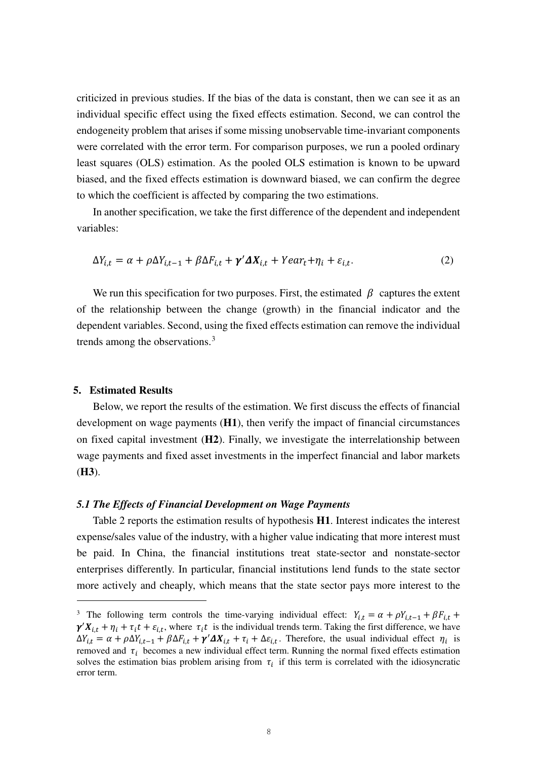criticized in previous studies. If the bias of the data is constant, then we can see it as an individual specific effect using the fixed effects estimation. Second, we can control the endogeneity problem that arises if some missing unobservable time-invariant components were correlated with the error term. For comparison purposes, we run a pooled ordinary least squares (OLS) estimation. As the pooled OLS estimation is known to be upward biased, and the fixed effects estimation is downward biased, we can confirm the degree to which the coefficient is affected by comparing the two estimations.

In another specification, we take the first difference of the dependent and independent variables:

$$\Delta Y_{i,t} = \alpha + \rho \Delta Y_{i,t-1} + \beta \Delta F_{i,t} + \boldsymbol{\gamma}' \boldsymbol{\Delta X}_{i,t} + Year_t + \eta_i + \varepsilon_{i,t}. \tag{2}$$

We run this specification for two purposes. First, the estimated $\beta$ captures the extent of the relationship between the change (growth) in the financial indicator and the dependent variables. Second, using the fixed effects estimation can remove the individual trends among the observations.[3]

## 5. Estimated Results

Below, we report the results of the estimation. We first discuss the effects of financial development on wage payments (**H1**), then verify the impact of financial circumstances on fixed capital investment (**H2**). Finally, we investigate the interrelationship between wage payments and fixed asset investments in the imperfect financial and labor markets (**H3**).

### *5.1 The Effects of Financial Development on Wage Payments*

Table 2 reports the estimation results of hypothesis **H1**. Interest indicates the interest expense/sales value of the industry, with a higher value indicating that more interest must be paid. In China, the financial institutions treat state-sector and nonstate-sector enterprises differently. In particular, financial institutions lend funds to the state sector more actively and cheaply, which means that the state sector pays more interest to the

---

[3] The following term controls the time-varying individual effect: $Y_{i,t} = \alpha + \rho Y_{i,t-1} + \beta F_{i,t} + \boldsymbol{\gamma}' \boldsymbol{X}_{i,t} + \eta_i + \tau_i t + \varepsilon_{i,t}$, where $\tau_i t$ is the individual trends term. Taking the first difference, we have $\Delta Y_{i,t} = \alpha + \rho \Delta Y_{i,t-1} + \beta \Delta F_{i,t} + \boldsymbol{\gamma}' \boldsymbol{\Delta X}_{i,t} + \tau_i + \Delta \varepsilon_{i,t}$. Therefore, the usual individual effect $\eta_i$ is removed and $\tau_i$ becomes a new individual effect term. Running the normal fixed effects estimation solves the estimation bias problem arising from $\tau_i$ if this term is correlated with the idiosyncratic error term.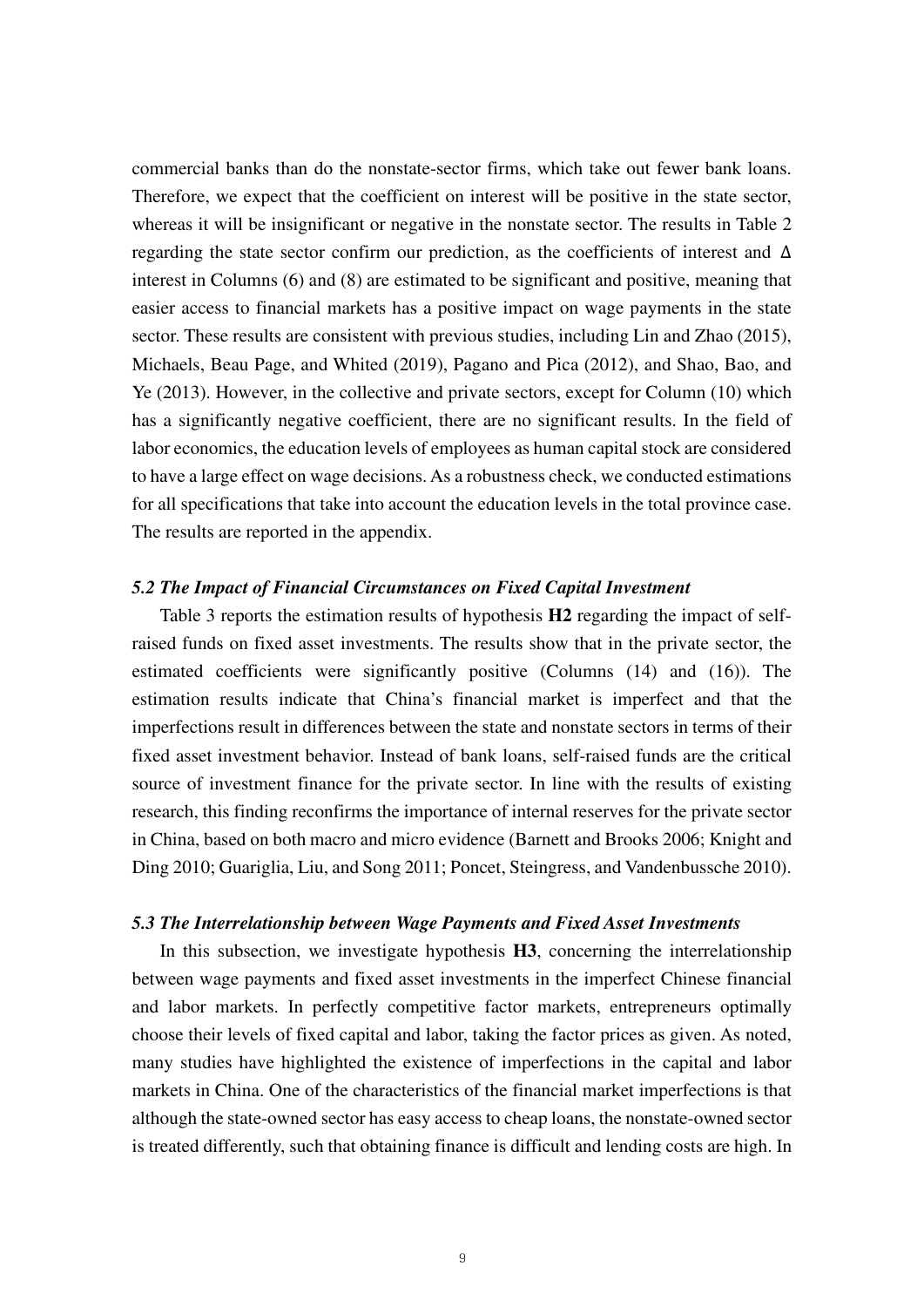commercial banks than do the nonstate-sector firms, which take out fewer bank loans. Therefore, we expect that the coefficient on interest will be positive in the state sector, whereas it will be insignificant or negative in the nonstate sector. The results in Table 2 regarding the state sector confirm our prediction, as the coefficients of interest and Δ interest in Columns (6) and (8) are estimated to be significant and positive, meaning that easier access to financial markets has a positive impact on wage payments in the state sector. These results are consistent with previous studies, including Lin and Zhao (2015), Michaels, Beau Page, and Whited (2019), Pagano and Pica (2012), and Shao, Bao, and Ye (2013). However, in the collective and private sectors, except for Column (10) which has a significantly negative coefficient, there are no significant results. In the field of labor economics, the education levels of employees as human capital stock are considered to have a large effect on wage decisions. As a robustness check, we conducted estimations for all specifications that take into account the education levels in the total province case. The results are reported in the appendix.

### *5.2 The Impact of Financial Circumstances on Fixed Capital Investment*

Table 3 reports the estimation results of hypothesis **H2** regarding the impact of self-raised funds on fixed asset investments. The results show that in the private sector, the estimated coefficients were significantly positive (Columns (14) and (16)). The estimation results indicate that China's financial market is imperfect and that the imperfections result in differences between the state and nonstate sectors in terms of their fixed asset investment behavior. Instead of bank loans, self-raised funds are the critical source of investment finance for the private sector. In line with the results of existing research, this finding reconfirms the importance of internal reserves for the private sector in China, based on both macro and micro evidence (Barnett and Brooks 2006; Knight and Ding 2010; Guariglia, Liu, and Song 2011; Poncet, Steingress, and Vandenbussche 2010).

### *5.3 The Interrelationship between Wage Payments and Fixed Asset Investments*

In this subsection, we investigate hypothesis **H3**, concerning the interrelationship between wage payments and fixed asset investments in the imperfect Chinese financial and labor markets. In perfectly competitive factor markets, entrepreneurs optimally choose their levels of fixed capital and labor, taking the factor prices as given. As noted, many studies have highlighted the existence of imperfections in the capital and labor markets in China. One of the characteristics of the financial market imperfections is that although the state-owned sector has easy access to cheap loans, the nonstate-owned sector is treated differently, such that obtaining finance is difficult and lending costs are high. In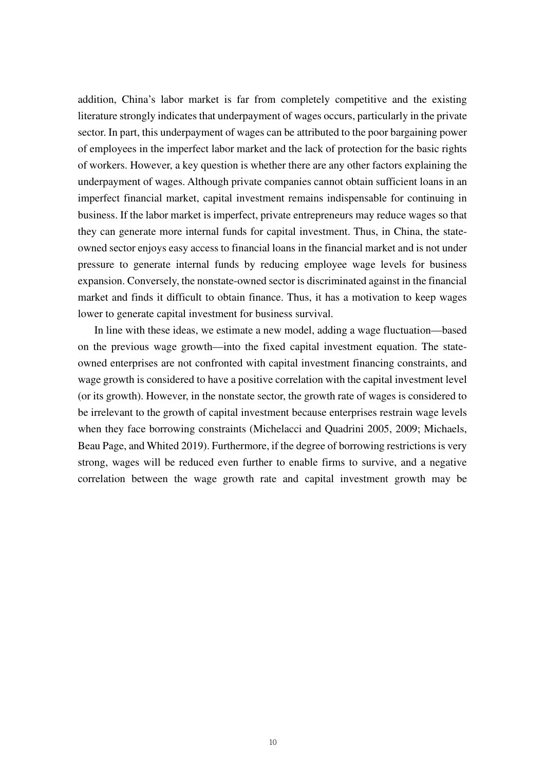addition, China's labor market is far from completely competitive and the existing literature strongly indicates that underpayment of wages occurs, particularly in the private sector. In part, this underpayment of wages can be attributed to the poor bargaining power of employees in the imperfect labor market and the lack of protection for the basic rights of workers. However, a key question is whether there are any other factors explaining the underpayment of wages. Although private companies cannot obtain sufficient loans in an imperfect financial market, capital investment remains indispensable for continuing in business. If the labor market is imperfect, private entrepreneurs may reduce wages so that they can generate more internal funds for capital investment. Thus, in China, the state-owned sector enjoys easy access to financial loans in the financial market and is not under pressure to generate internal funds by reducing employee wage levels for business expansion. Conversely, the nonstate-owned sector is discriminated against in the financial market and finds it difficult to obtain finance. Thus, it has a motivation to keep wages lower to generate capital investment for business survival.

In line with these ideas, we estimate a new model, adding a wage fluctuation—based on the previous wage growth—into the fixed capital investment equation. The state-owned enterprises are not confronted with capital investment financing constraints, and wage growth is considered to have a positive correlation with the capital investment level (or its growth). However, in the nonstate sector, the growth rate of wages is considered to be irrelevant to the growth of capital investment because enterprises restrain wage levels when they face borrowing constraints (Michelacci and Quadrini 2005, 2009; Michaels, Beau Page, and Whited 2019). Furthermore, if the degree of borrowing restrictions is very strong, wages will be reduced even further to enable firms to survive, and a negative correlation between the wage growth rate and capital investment growth may be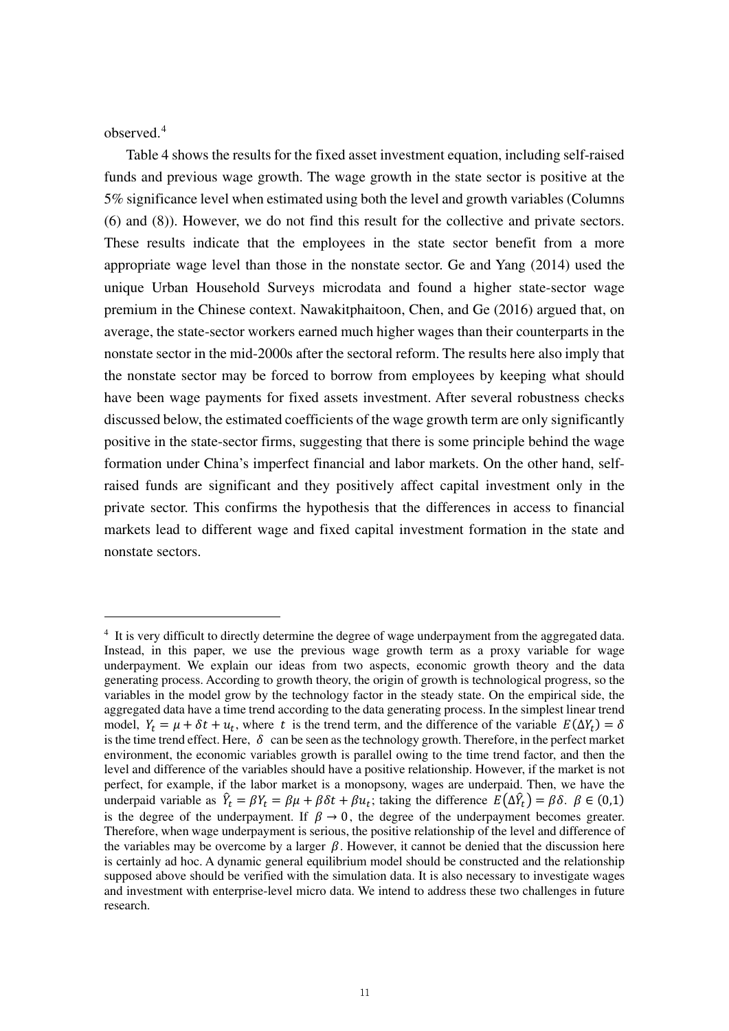observed.[4]

Table 4 shows the results for the fixed asset investment equation, including self-raised funds and previous wage growth. The wage growth in the state sector is positive at the 5% significance level when estimated using both the level and growth variables (Columns (6) and (8)). However, we do not find this result for the collective and private sectors. These results indicate that the employees in the state sector benefit from a more appropriate wage level than those in the nonstate sector. Ge and Yang (2014) used the unique Urban Household Surveys microdata and found a higher state-sector wage premium in the Chinese context. Nawakitphaitoon, Chen, and Ge (2016) argued that, on average, the state-sector workers earned much higher wages than their counterparts in the nonstate sector in the mid-2000s after the sectoral reform. The results here also imply that the nonstate sector may be forced to borrow from employees by keeping what should have been wage payments for fixed assets investment. After several robustness checks discussed below, the estimated coefficients of the wage growth term are only significantly positive in the state-sector firms, suggesting that there is some principle behind the wage formation under China's imperfect financial and labor markets. On the other hand, self-raised funds are significant and they positively affect capital investment only in the private sector. This confirms the hypothesis that the differences in access to financial markets lead to different wage and fixed capital investment formation in the state and nonstate sectors.

---

[4] It is very difficult to directly determine the degree of wage underpayment from the aggregated data. Instead, in this paper, we use the previous wage growth term as a proxy variable for wage underpayment. We explain our ideas from two aspects, economic growth theory and the data generating process. According to growth theory, the origin of growth is technological progress, so the variables in the model grow by the technology factor in the steady state. On the empirical side, the aggregated data have a time trend according to the data generating process. In the simplest linear trend model, $Y_t = \mu + \delta t + u_t$, where $t$ is the trend term, and the difference of the variable $E(\Delta Y_t) = \delta$ is the time trend effect. Here, $\delta$ can be seen as the technology growth. Therefore, in the perfect market environment, the economic variables growth is parallel owing to the time trend factor, and then the level and difference of the variables should have a positive relationship. However, if the market is not perfect, for example, if the labor market is a monopsony, wages are underpaid. Then, we have the underpaid variable as $\hat{Y}_t = \beta Y_t = \beta\mu + \beta\delta t + \beta u_t$; taking the difference $E(\Delta\hat{Y}_t) = \beta\delta$. $\beta \in (0,1)$ is the degree of the underpayment. If $\beta \to 0$, the degree of the underpayment becomes greater. Therefore, when wage underpayment is serious, the positive relationship of the level and difference of the variables may be overcome by a larger $\beta$. However, it cannot be denied that the discussion here is certainly ad hoc. A dynamic general equilibrium model should be constructed and the relationship supposed above should be verified with the simulation data. It is also necessary to investigate wages and investment with enterprise-level micro data. We intend to address these two challenges in future research.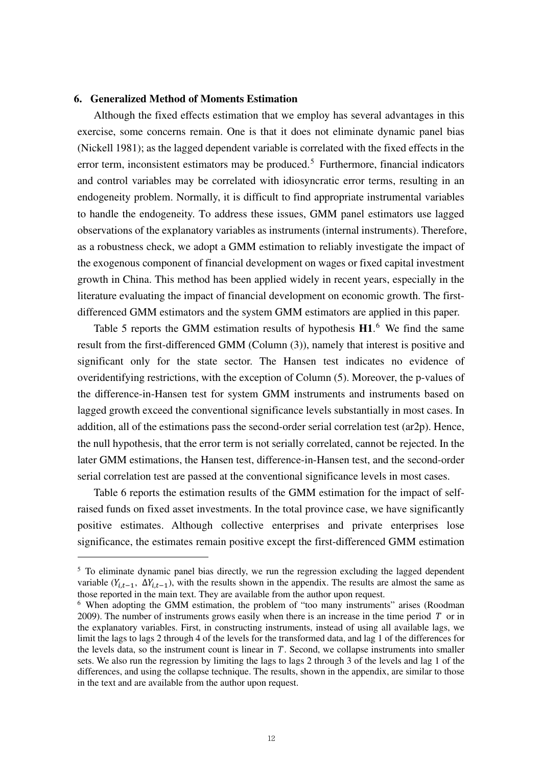### 6. Generalized Method of Moments Estimation

Although the fixed effects estimation that we employ has several advantages in this exercise, some concerns remain. One is that it does not eliminate dynamic panel bias (Nickell 1981); as the lagged dependent variable is correlated with the fixed effects in the error term, inconsistent estimators may be produced.[5] Furthermore, financial indicators and control variables may be correlated with idiosyncratic error terms, resulting in an endogeneity problem. Normally, it is difficult to find appropriate instrumental variables to handle the endogeneity. To address these issues, GMM panel estimators use lagged observations of the explanatory variables as instruments (internal instruments). Therefore, as a robustness check, we adopt a GMM estimation to reliably investigate the impact of the exogenous component of financial development on wages or fixed capital investment growth in China. This method has been applied widely in recent years, especially in the literature evaluating the impact of financial development on economic growth. The first-differenced GMM estimators and the system GMM estimators are applied in this paper.

Table 5 reports the GMM estimation results of hypothesis **H1**.[6] We find the same result from the first-differenced GMM (Column (3)), namely that interest is positive and significant only for the state sector. The Hansen test indicates no evidence of overidentifying restrictions, with the exception of Column (5). Moreover, the p-values of the difference-in-Hansen test for system GMM instruments and instruments based on lagged growth exceed the conventional significance levels substantially in most cases. In addition, all of the estimations pass the second-order serial correlation test (ar2p). Hence, the null hypothesis, that the error term is not serially correlated, cannot be rejected. In the later GMM estimations, the Hansen test, difference-in-Hansen test, and the second-order serial correlation test are passed at the conventional significance levels in most cases.

Table 6 reports the estimation results of the GMM estimation for the impact of self-raised funds on fixed asset investments. In the total province case, we have significantly positive estimates. Although collective enterprises and private enterprises lose significance, the estimates remain positive except the first-differenced GMM estimation

---

[5] To eliminate dynamic panel bias directly, we run the regression excluding the lagged dependent variable ($Y_{i,t-1}$, $\Delta Y_{i,t-1}$), with the results shown in the appendix. The results are almost the same as those reported in the main text. They are available from the author upon request.

[6] When adopting the GMM estimation, the problem of "too many instruments" arises (Roodman 2009). The number of instruments grows easily when there is an increase in the time period $T$ or in the explanatory variables. First, in constructing instruments, instead of using all available lags, we limit the lags to lags 2 through 4 of the levels for the transformed data, and lag 1 of the differences for the levels data, so the instrument count is linear in $T$. Second, we collapse instruments into smaller sets. We also run the regression by limiting the lags to lags 2 through 3 of the levels and lag 1 of the differences, and using the collapse technique. The results, shown in the appendix, are similar to those in the text and are available from the author upon request.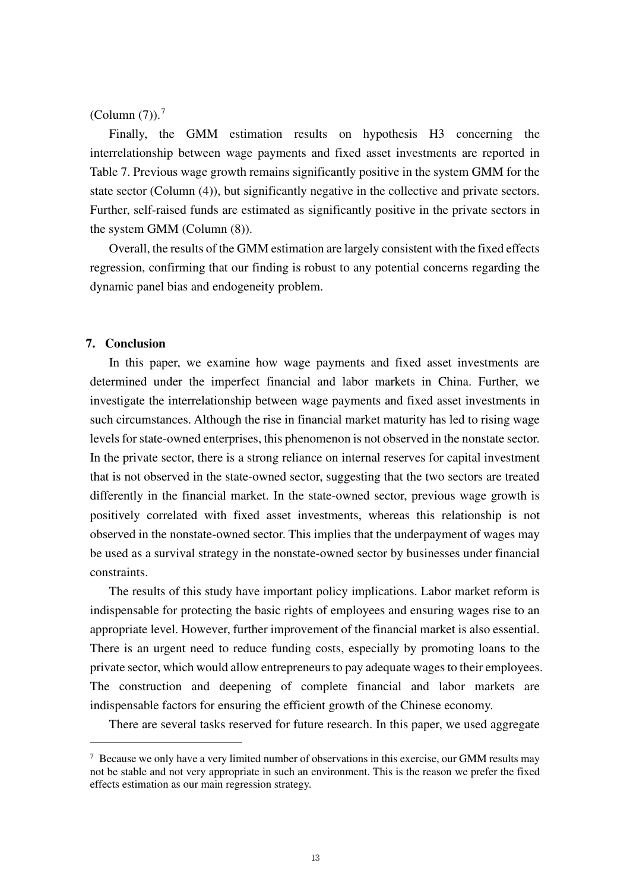(Column (7)).[7]

Finally, the GMM estimation results on hypothesis H3 concerning the interrelationship between wage payments and fixed asset investments are reported in Table 7. Previous wage growth remains significantly positive in the system GMM for the state sector (Column (4)), but significantly negative in the collective and private sectors. Further, self-raised funds are estimated as significantly positive in the private sectors in the system GMM (Column (8)).

Overall, the results of the GMM estimation are largely consistent with the fixed effects regression, confirming that our finding is robust to any potential concerns regarding the dynamic panel bias and endogeneity problem.

## 7. Conclusion

In this paper, we examine how wage payments and fixed asset investments are determined under the imperfect financial and labor markets in China. Further, we investigate the interrelationship between wage payments and fixed asset investments in such circumstances. Although the rise in financial market maturity has led to rising wage levels for state-owned enterprises, this phenomenon is not observed in the nonstate sector. In the private sector, there is a strong reliance on internal reserves for capital investment that is not observed in the state-owned sector, suggesting that the two sectors are treated differently in the financial market. In the state-owned sector, previous wage growth is positively correlated with fixed asset investments, whereas this relationship is not observed in the nonstate-owned sector. This implies that the underpayment of wages may be used as a survival strategy in the nonstate-owned sector by businesses under financial constraints.

The results of this study have important policy implications. Labor market reform is indispensable for protecting the basic rights of employees and ensuring wages rise to an appropriate level. However, further improvement of the financial market is also essential. There is an urgent need to reduce funding costs, especially by promoting loans to the private sector, which would allow entrepreneurs to pay adequate wages to their employees. The construction and deepening of complete financial and labor markets are indispensable factors for ensuring the efficient growth of the Chinese economy.

There are several tasks reserved for future research. In this paper, we used aggregate

---

[7] Because we only have a very limited number of observations in this exercise, our GMM results may not be stable and not very appropriate in such an environment. This is the reason we prefer the fixed effects estimation as our main regression strategy.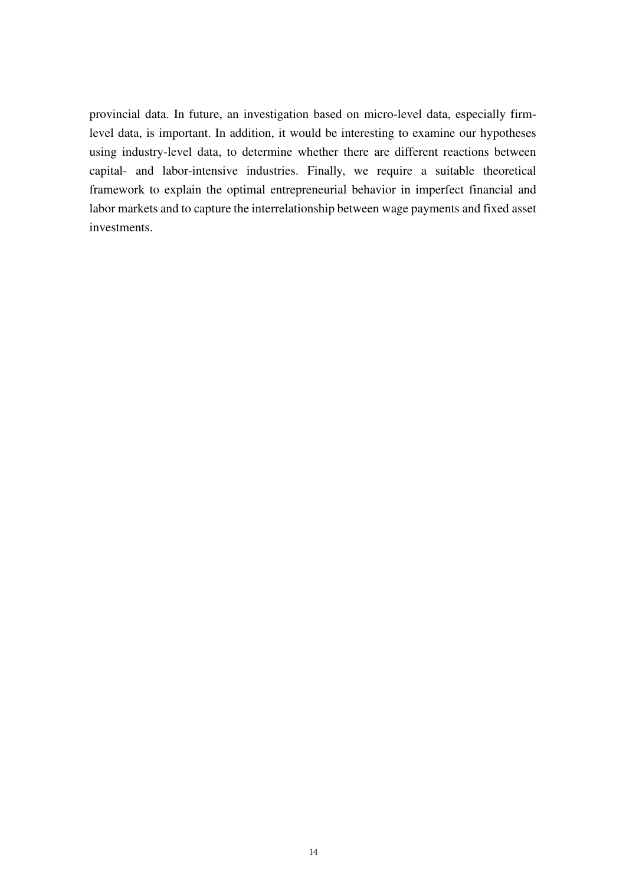provincial data. In future, an investigation based on micro-level data, especially firm-level data, is important. In addition, it would be interesting to examine our hypotheses using industry-level data, to determine whether there are different reactions between capital- and labor-intensive industries. Finally, we require a suitable theoretical framework to explain the optimal entrepreneurial behavior in imperfect financial and labor markets and to capture the interrelationship between wage payments and fixed asset investments.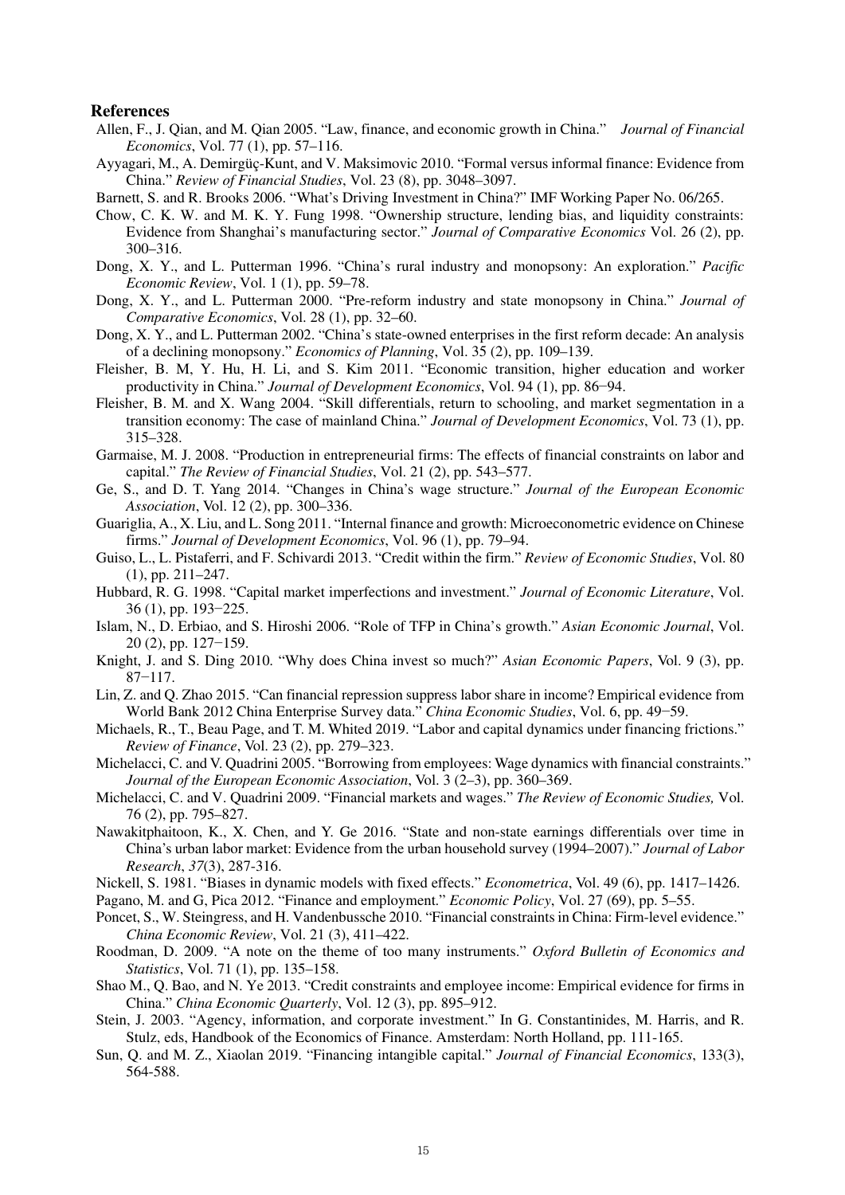## References

Allen, F., J. Qian, and M. Qian 2005. "Law, finance, and economic growth in China." *Journal of Financial Economics*, Vol. 77 (1), pp. 57–116.

Ayyagari, M., A. Demirgüç-Kunt, and V. Maksimovic 2010. "Formal versus informal finance: Evidence from China." *Review of Financial Studies*, Vol. 23 (8), pp. 3048–3097.

Barnett, S. and R. Brooks 2006. "What's Driving Investment in China?" IMF Working Paper No. 06/265.

Chow, C. K. W. and M. K. Y. Fung 1998. "Ownership structure, lending bias, and liquidity constraints: Evidence from Shanghai's manufacturing sector." *Journal of Comparative Economics* Vol. 26 (2), pp. 300–316.

Dong, X. Y., and L. Putterman 1996. "China's rural industry and monopsony: An exploration." *Pacific Economic Review*, Vol. 1 (1), pp. 59–78.

Dong, X. Y., and L. Putterman 2000. "Pre-reform industry and state monopsony in China." *Journal of Comparative Economics*, Vol. 28 (1), pp. 32–60.

Dong, X. Y., and L. Putterman 2002. "China's state-owned enterprises in the first reform decade: An analysis of a declining monopsony." *Economics of Planning*, Vol. 35 (2), pp. 109–139.

Fleisher, B. M, Y. Hu, H. Li, and S. Kim 2011. "Economic transition, higher education and worker productivity in China." *Journal of Development Economics*, Vol. 94 (1), pp. 86−94.

Fleisher, B. M. and X. Wang 2004. "Skill differentials, return to schooling, and market segmentation in a transition economy: The case of mainland China." *Journal of Development Economics*, Vol. 73 (1), pp. 315–328.

Garmaise, M. J. 2008. "Production in entrepreneurial firms: The effects of financial constraints on labor and capital." *The Review of Financial Studies*, Vol. 21 (2), pp. 543–577.

Ge, S., and D. T. Yang 2014. "Changes in China's wage structure." *Journal of the European Economic Association*, Vol. 12 (2), pp. 300–336.

Guariglia, A., X. Liu, and L. Song 2011. "Internal finance and growth: Microeconometric evidence on Chinese firms." *Journal of Development Economics*, Vol. 96 (1), pp. 79–94.

Guiso, L., L. Pistaferri, and F. Schivardi 2013. "Credit within the firm." *Review of Economic Studies*, Vol. 80 (1), pp. 211–247.

Hubbard, R. G. 1998. "Capital market imperfections and investment." *Journal of Economic Literature*, Vol. 36 (1), pp. 193−225.

Islam, N., D. Erbiao, and S. Hiroshi 2006. "Role of TFP in China's growth." *Asian Economic Journal*, Vol. 20 (2), pp. 127−159.

Knight, J. and S. Ding 2010. "Why does China invest so much?" *Asian Economic Papers*, Vol. 9 (3), pp. 87−117.

Lin, Z. and Q. Zhao 2015. "Can financial repression suppress labor share in income? Empirical evidence from World Bank 2012 China Enterprise Survey data." *China Economic Studies*, Vol. 6, pp. 49−59.

Michaels, R., T., Beau Page, and T. M. Whited 2019. "Labor and capital dynamics under financing frictions." *Review of Finance*, Vol. 23 (2), pp. 279–323.

Michelacci, C. and V. Quadrini 2005. "Borrowing from employees: Wage dynamics with financial constraints." *Journal of the European Economic Association*, Vol. 3 (2–3), pp. 360–369.

Michelacci, C. and V. Quadrini 2009. "Financial markets and wages." *The Review of Economic Studies,* Vol. 76 (2), pp. 795–827.

Nawakitphaitoon, K., X. Chen, and Y. Ge 2016. "State and non-state earnings differentials over time in China's urban labor market: Evidence from the urban household survey (1994–2007)." *Journal of Labor Research*, *37*(3), 287-316.

Nickell, S. 1981. "Biases in dynamic models with fixed effects." *Econometrica*, Vol. 49 (6), pp. 1417–1426.

Pagano, M. and G, Pica 2012. "Finance and employment." *Economic Policy*, Vol. 27 (69), pp. 5–55.

Poncet, S., W. Steingress, and H. Vandenbussche 2010. "Financial constraints in China: Firm-level evidence." *China Economic Review*, Vol. 21 (3), 411–422.

Roodman, D. 2009. "A note on the theme of too many instruments." *Oxford Bulletin of Economics and Statistics*, Vol. 71 (1), pp. 135–158.

Shao M., Q. Bao, and N. Ye 2013. "Credit constraints and employee income: Empirical evidence for firms in China." *China Economic Quarterly*, Vol. 12 (3), pp. 895–912.

Stein, J. 2003. "Agency, information, and corporate investment." In G. Constantinides, M. Harris, and R. Stulz, eds, Handbook of the Economics of Finance. Amsterdam: North Holland, pp. 111-165.

Sun, Q. and M. Z., Xiaolan 2019. "Financing intangible capital." *Journal of Financial Economics*, 133(3), 564-588.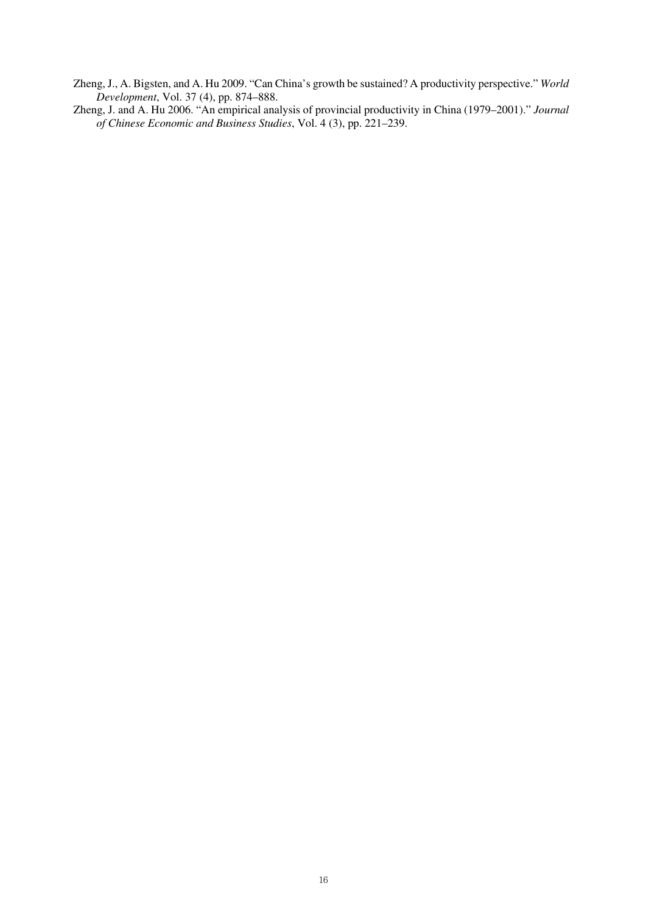Zheng, J., A. Bigsten, and A. Hu 2009. "Can China's growth be sustained? A productivity perspective." *World Development*, Vol. 37 (4), pp. 874–888.

Zheng, J. and A. Hu 2006. "An empirical analysis of provincial productivity in China (1979–2001)." *Journal of Chinese Economic and Business Studies*, Vol. 4 (3), pp. 221–239.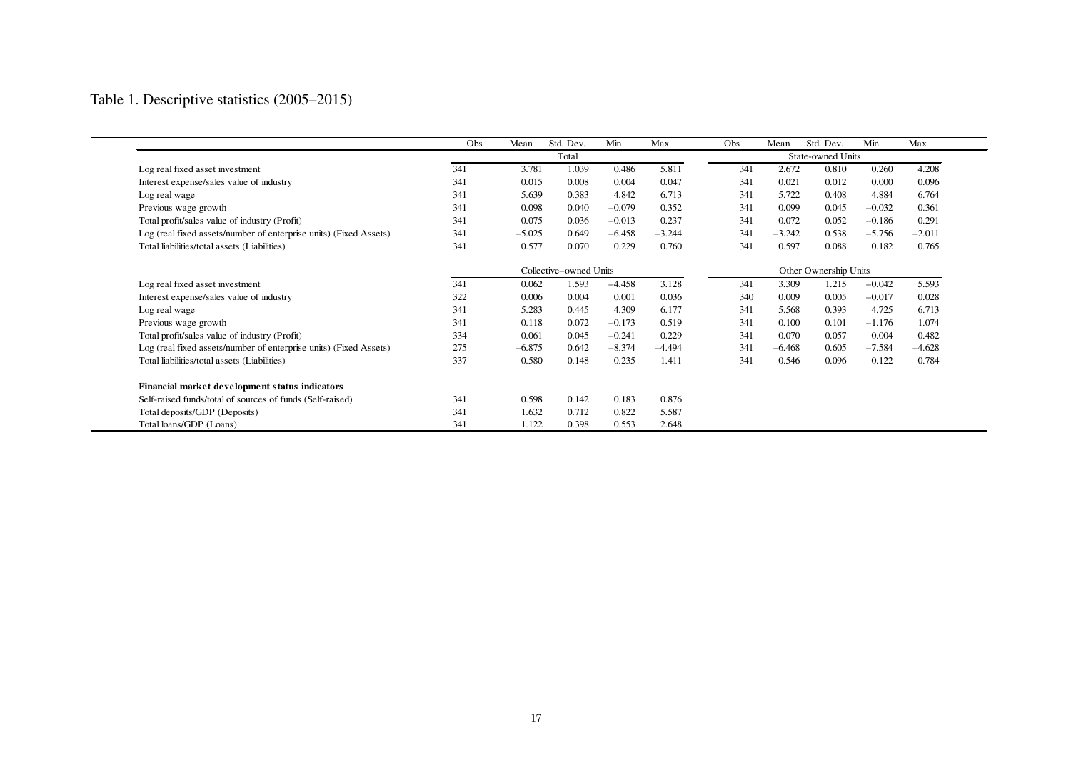Table 1. Descriptive statistics (2005–2015)

| | Obs | Mean | Std. Dev. | Min | Max | Obs | Mean | Std. Dev. | Min | Max |
|---|---|---|---|---|---|---|---|---|---|---|
| | Total | | | | | State-owned Units | | | | |
| Log real fixed asset investment | 341 | 3.781 | 1.039 | 0.486 | 5.811 | 341 | 2.672 | 0.810 | 0.260 | 4.208 |
| Interest expense/sales value of industry | 341 | 0.015 | 0.008 | 0.004 | 0.047 | 341 | 0.021 | 0.012 | 0.000 | 0.096 |
| Log real wage | 341 | 5.639 | 0.383 | 4.842 | 6.713 | 341 | 5.722 | 0.408 | 4.884 | 6.764 |
| Previous wage growth | 341 | 0.098 | 0.040 | −0.079 | 0.352 | 341 | 0.099 | 0.045 | −0.032 | 0.361 |
| Total profit/sales value of industry (Profit) | 341 | 0.075 | 0.036 | −0.013 | 0.237 | 341 | 0.072 | 0.052 | −0.186 | 0.291 |
| Log (real fixed assets/number of enterprise units) (Fixed Assets) | 341 | −5.025 | 0.649 | −6.458 | −3.244 | 341 | −3.242 | 0.538 | −5.756 | −2.011 |
| Total liabilities/total assets (Liabilities) | 341 | 0.577 | 0.070 | 0.229 | 0.760 | 341 | 0.597 | 0.088 | 0.182 | 0.765 |
| | Collective–owned Units | | | | | Other Ownership Units | | | | |
| Log real fixed asset investment | 341 | 0.062 | 1.593 | −4.458 | 3.128 | 341 | 3.309 | 1.215 | −0.042 | 5.593 |
| Interest expense/sales value of industry | 322 | 0.006 | 0.004 | 0.001 | 0.036 | 340 | 0.009 | 0.005 | −0.017 | 0.028 |
| Log real wage | 341 | 5.283 | 0.445 | 4.309 | 6.177 | 341 | 5.568 | 0.393 | 4.725 | 6.713 |
| Previous wage growth | 341 | 0.118 | 0.072 | −0.173 | 0.519 | 341 | 0.100 | 0.101 | −1.176 | 1.074 |
| Total profit/sales value of industry (Profit) | 334 | 0.061 | 0.045 | −0.241 | 0.229 | 341 | 0.070 | 0.057 | 0.004 | 0.482 |
| Log (real fixed assets/number of enterprise units) (Fixed Assets) | 275 | −6.875 | 0.642 | −8.374 | −4.494 | 341 | −6.468 | 0.605 | −7.584 | −4.628 |
| Total liabilities/total assets (Liabilities) | 337 | 0.580 | 0.148 | 0.235 | 1.411 | 341 | 0.546 | 0.096 | 0.122 | 0.784 |
| **Financial market development status indicators** | | | | | | | | | | |
| Self-raised funds/total of sources of funds (Self-raised) | 341 | 0.598 | 0.142 | 0.183 | 0.876 | | | | | |
| Total deposits/GDP (Deposits) | 341 | 1.632 | 0.712 | 0.822 | 5.587 | | | | | |
| Total loans/GDP (Loans) | 341 | 1.122 | 0.398 | 0.553 | 2.648 | | | | | |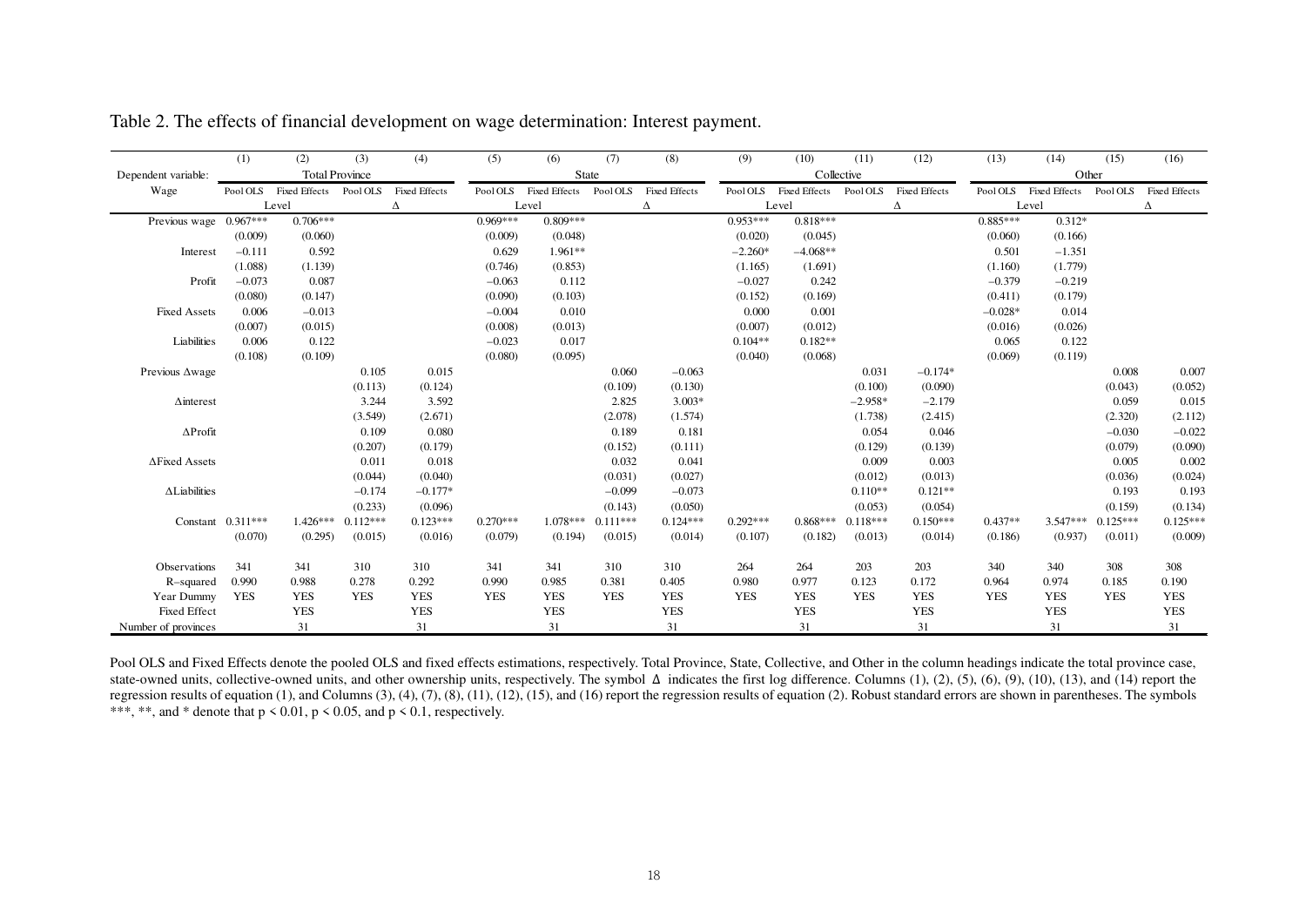Table 2. The effects of financial development on wage determination: Interest payment.

| | (1) | (2) | (3) | (4) | (5) | (6) | (7) | (8) | (9) | (10) | (11) | (12) | (13) | (14) | (15) | (16) |
|---|---|---|---|---|---|---|---|---|---|---|---|---|---|---|---|---|
| Dependent variable: | Total Province | | | | State | | | | Collective | | | | Other | | | |
| Wage | Pool OLS | Fixed Effects | Pool OLS | Fixed Effects | Pool OLS | Fixed Effects | Pool OLS | Fixed Effects | Pool OLS | Fixed Effects | Pool OLS | Fixed Effects | Pool OLS | Fixed Effects | Pool OLS | Fixed Effects |
| | Level | | Δ | | Level | | Δ | | Level | | Δ | | Level | | Δ | |
| Previous wage | 0.967*** | 0.706*** | | | 0.969*** | 0.809*** | | | 0.953*** | 0.818*** | | | 0.885*** | 0.312* | | |
| | (0.009) | (0.060) | | | (0.009) | (0.048) | | | (0.020) | (0.045) | | | (0.060) | (0.166) | | |
| Interest | −0.111 | 0.592 | | | 0.629 | 1.961** | | | −2.260* | −4.068** | | | 0.501 | −1.351 | | |
| | (1.088) | (1.139) | | | (0.746) | (0.853) | | | (1.165) | (1.691) | | | (1.160) | (1.779) | | |
| Profit | −0.073 | 0.087 | | | −0.063 | 0.112 | | | −0.027 | 0.242 | | | −0.379 | −0.219 | | |
| | (0.080) | (0.147) | | | (0.090) | (0.103) | | | (0.152) | (0.169) | | | (0.411) | (0.179) | | |
| Fixed Assets | 0.006 | −0.013 | | | −0.004 | 0.010 | | | 0.000 | 0.001 | | | −0.028* | 0.014 | | |
| | (0.007) | (0.015) | | | (0.008) | (0.013) | | | (0.007) | (0.012) | | | (0.016) | (0.026) | | |
| Liabilities | 0.006 | 0.122 | | | −0.023 | 0.017 | | | 0.104** | 0.182** | | | 0.065 | 0.122 | | |
| | (0.108) | (0.109) | | | (0.080) | (0.095) | | | (0.040) | (0.068) | | | (0.069) | (0.119) | | |
| Previous Δwage | | | 0.105 | 0.015 | | | 0.060 | −0.063 | | | 0.031 | −0.174* | | | 0.008 | 0.007 |
| | | | (0.113) | (0.124) | | | (0.109) | (0.130) | | | (0.100) | (0.090) | | | (0.043) | (0.052) |
| Δinterest | | | 3.244 | 3.592 | | | 2.825 | 3.003* | | | −2.958* | −2.179 | | | 0.059 | 0.015 |
| | | | (3.549) | (2.671) | | | (2.078) | (1.574) | | | (1.738) | (2.415) | | | (2.320) | (2.112) |
| ΔProfit | | | 0.109 | 0.080 | | | 0.189 | 0.181 | | | 0.054 | 0.046 | | | −0.030 | −0.022 |
| | | | (0.207) | (0.179) | | | (0.152) | (0.111) | | | (0.129) | (0.139) | | | (0.079) | (0.090) |
| ΔFixed Assets | | | 0.011 | 0.018 | | | 0.032 | 0.041 | | | 0.009 | 0.003 | | | 0.005 | 0.002 |
| | | | (0.044) | (0.040) | | | (0.031) | (0.027) | | | (0.012) | (0.013) | | | (0.036) | (0.024) |
| ΔLiabilities | | | −0.174 | −0.177* | | | −0.099 | −0.073 | | | 0.110** | 0.121** | | | 0.193 | 0.193 |
| | | | (0.233) | (0.096) | | | (0.143) | (0.050) | | | (0.053) | (0.054) | | | (0.159) | (0.134) |
| Constant | 0.311*** | 1.426*** | 0.112*** | 0.123*** | 0.270*** | 1.078*** | 0.111*** | 0.124*** | 0.292*** | 0.868*** | 0.118*** | 0.150*** | 0.437** | 3.547*** | 0.125*** | 0.125*** |
| | (0.070) | (0.295) | (0.015) | (0.016) | (0.079) | (0.194) | (0.015) | (0.014) | (0.107) | (0.182) | (0.013) | (0.014) | (0.186) | (0.937) | (0.011) | (0.009) |
| Observations | 341 | 341 | 310 | 310 | 341 | 341 | 310 | 310 | 264 | 264 | 203 | 203 | 340 | 340 | 308 | 308 |
| R–squared | 0.990 | 0.988 | 0.278 | 0.292 | 0.990 | 0.985 | 0.381 | 0.405 | 0.980 | 0.977 | 0.123 | 0.172 | 0.964 | 0.974 | 0.185 | 0.190 |
| Year Dummy | YES | YES | YES | YES | YES | YES | YES | YES | YES | YES | YES | YES | YES | YES | YES | YES |
| Fixed Effect | | YES | | YES | | YES | | YES | | YES | | YES | | YES | | YES |
| Number of provinces | | 31 | | 31 | | 31 | | 31 | | 31 | | 31 | | 31 | | 31 |

Pool OLS and Fixed Effects denote the pooled OLS and fixed effects estimations, respectively. Total Province, State, Collective, and Other in the column headings indicate the total province case, state-owned units, collective-owned units, and other ownership units, respectively. The symbol Δ indicates the first log difference. Columns (1), (2), (5), (6), (9), (10), (13), and (14) report the regression results of equation (1), and Columns (3), (4), (7), (8), (11), (12), (15), and (16) report the regression results of equation (2). Robust standard errors are shown in parentheses. The symbols ***, **, and * denote that $p < 0.01$, $p < 0.05$, and $p < 0.1$, respectively.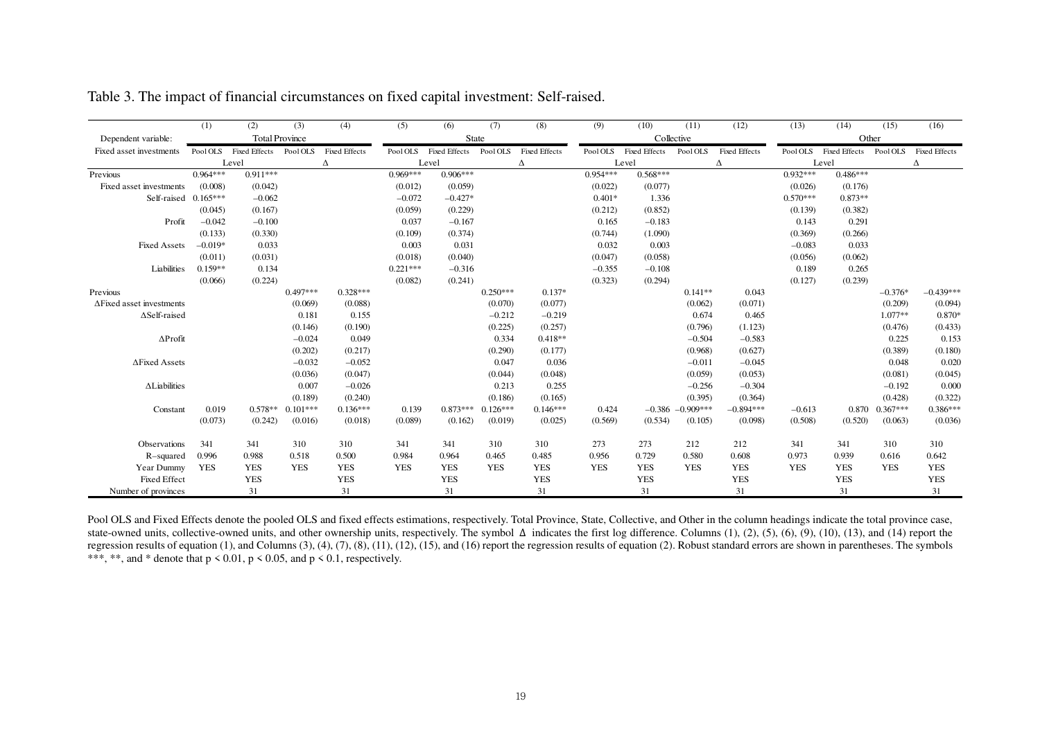Table 3. The impact of financial circumstances on fixed capital investment: Self-raised.

| | (1) | (2) | (3) | (4) | (5) | (6) | (7) | (8) | (9) | (10) | (11) | (12) | (13) | (14) | (15) | (16) |
|---|---|---|---|---|---|---|---|---|---|---|---|---|---|---|---|---|
| Dependent variable: | Total Province | | | | State | | | | Collective | | | | Other | | | |
| Fixed asset investments | Pool OLS | Fixed Effects | Pool OLS | Fixed Effects | Pool OLS | Fixed Effects | Pool OLS | Fixed Effects | Pool OLS | Fixed Effects | Pool OLS | Fixed Effects | Pool OLS | Fixed Effects | Pool OLS | Fixed Effects |
| | Level | | Δ | | Level | | Δ | | Level | | Δ | | Level | | Δ | |
| Previous Fixed asset investments | 0.964*** | 0.911*** | | | 0.969*** | 0.906*** | | | 0.954*** | 0.568*** | | | 0.932*** | 0.486*** | | |
| | (0.008) | (0.042) | | | (0.012) | (0.059) | | | (0.022) | (0.077) | | | (0.026) | (0.176) | | |
| Self-raised | 0.165*** | −0.062 | | | −0.072 | −0.427* | | | 0.401* | 1.336 | | | 0.570*** | 0.873** | | |
| | (0.045) | (0.167) | | | (0.059) | (0.229) | | | (0.212) | (0.852) | | | (0.139) | (0.382) | | |
| Profit | −0.042 | −0.100 | | | 0.037 | −0.167 | | | 0.165 | −0.183 | | | 0.143 | 0.291 | | |
| | (0.133) | (0.330) | | | (0.109) | (0.374) | | | (0.744) | (1.090) | | | (0.369) | (0.266) | | |
| Fixed Assets | −0.019* | 0.033 | | | 0.003 | 0.031 | | | 0.032 | 0.003 | | | −0.083 | 0.033 | | |
| | (0.011) | (0.031) | | | (0.018) | (0.040) | | | (0.047) | (0.058) | | | (0.056) | (0.062) | | |
| Liabilities | 0.159** | 0.134 | | | 0.221*** | −0.316 | | | −0.355 | −0.108 | | | 0.189 | 0.265 | | |
| | (0.066) | (0.224) | | | (0.082) | (0.241) | | | (0.323) | (0.294) | | | (0.127) | (0.239) | | |
| Previous ΔFixed asset investments | | | 0.497*** | 0.328*** | | | 0.250*** | 0.137* | | | 0.141** | 0.043 | | | −0.376* | −0.439*** |
| | | | (0.069) | (0.088) | | | (0.070) | (0.077) | | | (0.062) | (0.071) | | | (0.209) | (0.094) |
| ΔSelf-raised | | | 0.181 | 0.155 | | | −0.212 | −0.219 | | | 0.674 | 0.465 | | | 1.077** | 0.870* |
| | | | (0.146) | (0.190) | | | (0.225) | (0.257) | | | (0.796) | (1.123) | | | (0.476) | (0.433) |
| ΔProfit | | | −0.024 | 0.049 | | | 0.334 | 0.418** | | | −0.504 | −0.583 | | | 0.225 | 0.153 |
| | | | (0.202) | (0.217) | | | (0.290) | (0.177) | | | (0.968) | (0.627) | | | (0.389) | (0.180) |
| ΔFixed Assets | | | −0.032 | −0.052 | | | 0.047 | 0.036 | | | −0.011 | −0.045 | | | 0.048 | 0.020 |
| | | | (0.036) | (0.047) | | | (0.044) | (0.048) | | | (0.059) | (0.053) | | | (0.081) | (0.045) |
| ΔLiabilities | | | 0.007 | −0.026 | | | 0.213 | 0.255 | | | −0.256 | −0.304 | | | −0.192 | 0.000 |
| | | | (0.189) | (0.240) | | | (0.186) | (0.165) | | | (0.395) | (0.364) | | | (0.428) | (0.322) |
| Constant | 0.019 | 0.578** | 0.101*** | 0.136*** | 0.139 | 0.873*** | 0.126*** | 0.146*** | 0.424 | −0.386 | −0.909*** | −0.894*** | −0.613 | 0.870 | 0.367*** | 0.386*** |
| | (0.073) | (0.242) | (0.016) | (0.018) | (0.089) | (0.162) | (0.019) | (0.025) | (0.569) | (0.534) | (0.105) | (0.098) | (0.508) | (0.520) | (0.063) | (0.036) |
| Observations | 341 | 341 | 310 | 310 | 341 | 341 | 310 | 310 | 273 | 273 | 212 | 212 | 341 | 341 | 310 | 310 |
| R−squared | 0.996 | 0.988 | 0.518 | 0.500 | 0.984 | 0.964 | 0.465 | 0.485 | 0.956 | 0.729 | 0.580 | 0.608 | 0.973 | 0.939 | 0.616 | 0.642 |
| Year Dummy | YES | YES | YES | YES | YES | YES | YES | YES | YES | YES | YES | YES | YES | YES | YES | YES |
| Fixed Effect | | YES | | YES | | YES | | YES | | YES | | YES | | YES | | YES |
| Number of provinces | | 31 | | 31 | | 31 | | 31 | | 31 | | 31 | | 31 | | 31 |

Pool OLS and Fixed Effects denote the pooled OLS and fixed effects estimations, respectively. Total Province, State, Collective, and Other in the column headings indicate the total province case, state-owned units, collective-owned units, and other ownership units, respectively. The symbol Δ indicates the first log difference. Columns (1), (2), (5), (6), (9), (10), (13), and (14) report the regression results of equation (1), and Columns (3), (4), (7), (8), (11), (12), (15), and (16) report the regression results of equation (2). Robust standard errors are shown in parentheses. The symbols ***, **, and * denote that $p < 0.01$, $p < 0.05$, and $p < 0.1$, respectively.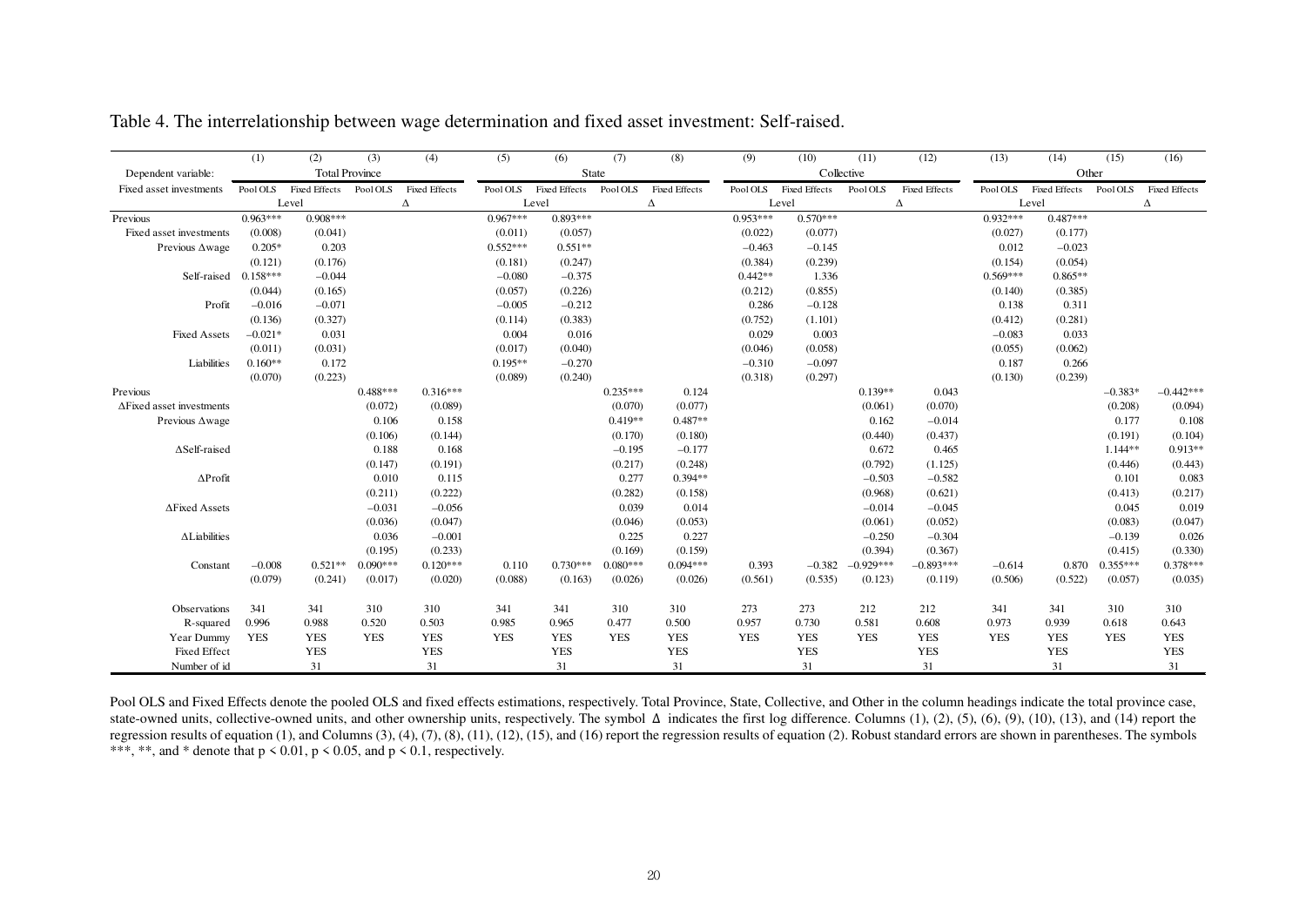Table 4. The interrelationship between wage determination and fixed asset investment: Self-raised.

| | (1) | (2) | (3) | (4) | (5) | (6) | (7) | (8) | (9) | (10) | (11) | (12) | (13) | (14) | (15) | (16) |
|---|---|---|---|---|---|---|---|---|---|---|---|---|---|---|---|---|
| Dependent variable: | Total Province | | | | State | | | | Collective | | | | Other | | | |
| Fixed asset investments | Pool OLS | Fixed Effects | Pool OLS | Fixed Effects | Pool OLS | Fixed Effects | Pool OLS | Fixed Effects | Pool OLS | Fixed Effects | Pool OLS | Fixed Effects | Pool OLS | Fixed Effects | Pool OLS | Fixed Effects |
| | Level | | Δ | | Level | | Δ | | Level | | Δ | | Level | | Δ | |
| Previous Fixed asset investments | 0.963*** | 0.908*** | | | 0.967*** | 0.893*** | | | 0.953*** | 0.570*** | | | 0.932*** | 0.487*** | | |
| | (0.008) | (0.041) | | | (0.011) | (0.057) | | | (0.022) | (0.077) | | | (0.027) | (0.177) | | |
| Previous Δwage | 0.205* | 0.203 | | | 0.552*** | 0.551** | | | −0.463 | −0.145 | | | 0.012 | −0.023 | | |
| | (0.121) | (0.176) | | | (0.181) | (0.247) | | | (0.384) | (0.239) | | | (0.154) | (0.054) | | |
| Self-raised | 0.158*** | −0.044 | | | −0.080 | −0.375 | | | 0.442** | 1.336 | | | 0.569*** | 0.865** | | |
| | (0.044) | (0.165) | | | (0.057) | (0.226) | | | (0.212) | (0.855) | | | (0.140) | (0.385) | | |
| Profit | −0.016 | −0.071 | | | −0.005 | −0.212 | | | 0.286 | −0.128 | | | 0.138 | 0.311 | | |
| | (0.136) | (0.327) | | | (0.114) | (0.383) | | | (0.752) | (1.101) | | | (0.412) | (0.281) | | |
| Fixed Assets | −0.021* | 0.031 | | | 0.004 | 0.016 | | | 0.029 | 0.003 | | | −0.083 | 0.033 | | |
| | (0.011) | (0.031) | | | (0.017) | (0.040) | | | (0.046) | (0.058) | | | (0.055) | (0.062) | | |
| Liabilities | 0.160** | 0.172 | | | 0.195** | −0.270 | | | −0.310 | −0.097 | | | 0.187 | 0.266 | | |
| | (0.070) | (0.223) | | | (0.089) | (0.240) | | | (0.318) | (0.297) | | | (0.130) | (0.239) | | |
| Previous ΔFixed asset investments | | | 0.488*** | 0.316*** | | | 0.235*** | 0.124 | | | 0.139** | 0.043 | | | −0.383* | −0.442*** |
| | | | (0.072) | (0.089) | | | (0.070) | (0.077) | | | (0.061) | (0.070) | | | (0.208) | (0.094) |
| Previous Δwage | | | 0.106 | 0.158 | | | 0.419** | 0.487** | | | 0.162 | −0.014 | | | 0.177 | 0.108 |
| | | | (0.106) | (0.144) | | | (0.170) | (0.180) | | | (0.440) | (0.437) | | | (0.191) | (0.104) |
| ΔSelf-raised | | | 0.188 | 0.168 | | | −0.195 | −0.177 | | | 0.672 | 0.465 | | | 1.144** | 0.913** |
| | | | (0.147) | (0.191) | | | (0.217) | (0.248) | | | (0.792) | (1.125) | | | (0.446) | (0.443) |
| ΔProfit | | | 0.010 | 0.115 | | | 0.277 | 0.394** | | | −0.503 | −0.582 | | | 0.101 | 0.083 |
| | | | (0.211) | (0.222) | | | (0.282) | (0.158) | | | (0.968) | (0.621) | | | (0.413) | (0.217) |
| ΔFixed Assets | | | −0.031 | −0.056 | | | 0.039 | 0.014 | | | −0.014 | −0.045 | | | 0.045 | 0.019 |
| | | | (0.036) | (0.047) | | | (0.046) | (0.053) | | | (0.061) | (0.052) | | | (0.083) | (0.047) |
| ΔLiabilities | | | 0.036 | −0.001 | | | 0.225 | 0.227 | | | −0.250 | −0.304 | | | −0.139 | 0.026 |
| | | | (0.195) | (0.233) | | | (0.169) | (0.159) | | | (0.394) | (0.367) | | | (0.415) | (0.330) |
| Constant | −0.008 | 0.521** | 0.090*** | 0.120*** | 0.110 | 0.730*** | 0.080*** | 0.094*** | 0.393 | −0.382 | −0.929*** | −0.893*** | −0.614 | 0.870 | 0.355*** | 0.378*** |
| | (0.079) | (0.241) | (0.017) | (0.020) | (0.088) | (0.163) | (0.026) | (0.026) | (0.561) | (0.535) | (0.123) | (0.119) | (0.506) | (0.522) | (0.057) | (0.035) |
| Observations | 341 | 341 | 310 | 310 | 341 | 341 | 310 | 310 | 273 | 273 | 212 | 212 | 341 | 341 | 310 | 310 |
| R-squared | 0.996 | 0.988 | 0.520 | 0.503 | 0.985 | 0.965 | 0.477 | 0.500 | 0.957 | 0.730 | 0.581 | 0.608 | 0.973 | 0.939 | 0.618 | 0.643 |
| Year Dummy | YES | YES | YES | YES | YES | YES | YES | YES | YES | YES | YES | YES | YES | YES | YES | YES |
| Fixed Effect | | YES | | YES | | YES | | YES | | YES | | YES | | YES | | YES |
| Number of id | | 31 | | 31 | | 31 | | 31 | | 31 | | 31 | | 31 | | 31 |

Pool OLS and Fixed Effects denote the pooled OLS and fixed effects estimations, respectively. Total Province, State, Collective, and Other in the column headings indicate the total province case, state-owned units, collective-owned units, and other ownership units, respectively. The symbol Δ indicates the first log difference. Columns (1), (2), (5), (6), (9), (10), (13), and (14) report the regression results of equation (1), and Columns (3), (4), (7), (8), (11), (12), (15), and (16) report the regression results of equation (2). Robust standard errors are shown in parentheses. The symbols ***, **, and * denote that $p < 0.01$, $p < 0.05$, and $p < 0.1$, respectively.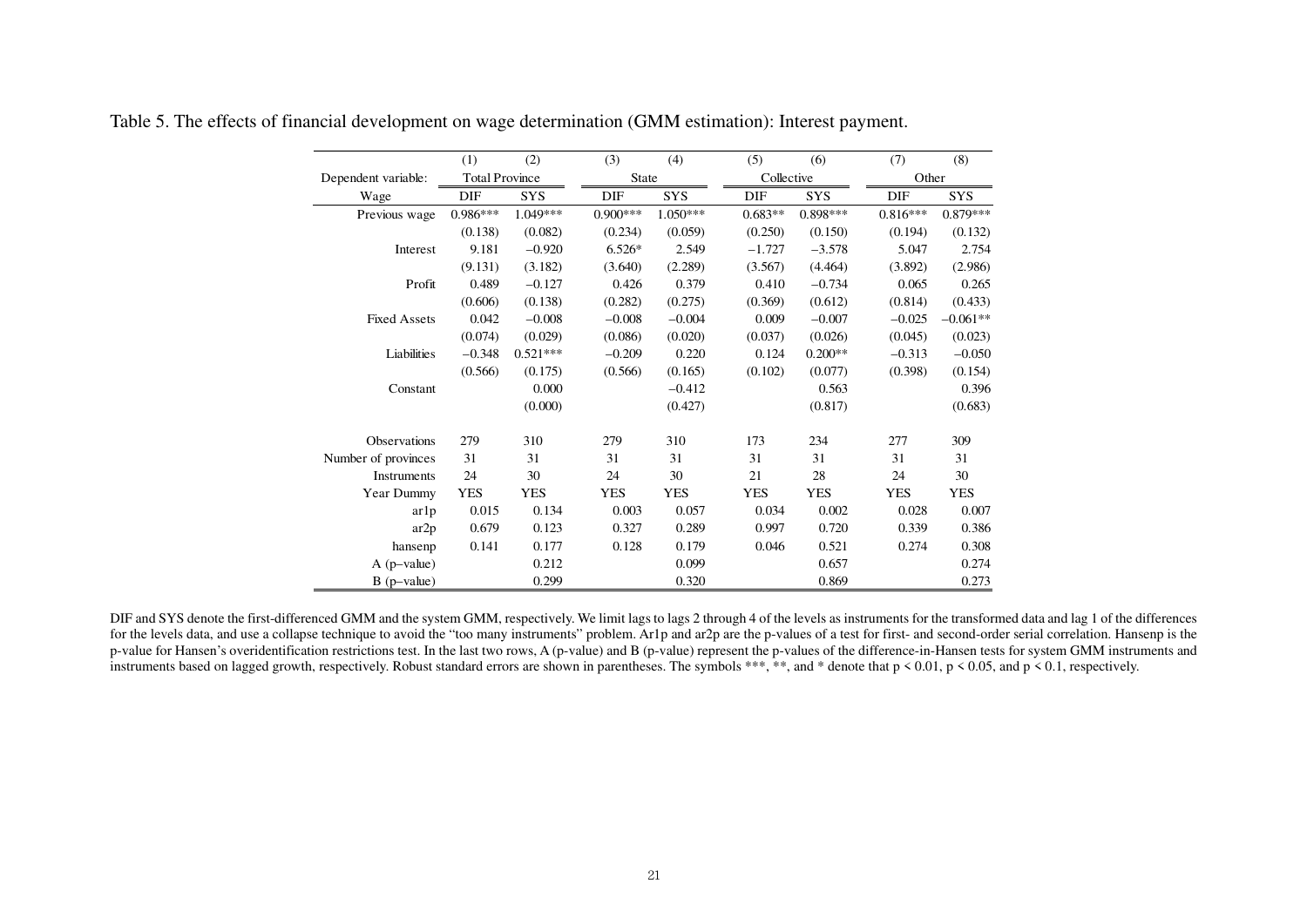Table 5. The effects of financial development on wage determination (GMM estimation): Interest payment.

| | (1) | (2) | (3) | (4) | (5) | (6) | (7) | (8) |
|---|---|---|---|---|---|---|---|---|
| Dependent variable: | Total Province | | State | | Collective | | Other | |
| Wage | DIF | SYS | DIF | SYS | DIF | SYS | DIF | SYS |
| Previous wage | 0.986*** | 1.049*** | 0.900*** | 1.050*** | 0.683** | 0.898*** | 0.816*** | 0.879*** |
| | (0.138) | (0.082) | (0.234) | (0.059) | (0.250) | (0.150) | (0.194) | (0.132) |
| Interest | 9.181 | −0.920 | 6.526* | 2.549 | −1.727 | −3.578 | 5.047 | 2.754 |
| | (9.131) | (3.182) | (3.640) | (2.289) | (3.567) | (4.464) | (3.892) | (2.986) |
| Profit | 0.489 | −0.127 | 0.426 | 0.379 | 0.410 | −0.734 | 0.065 | 0.265 |
| | (0.606) | (0.138) | (0.282) | (0.275) | (0.369) | (0.612) | (0.814) | (0.433) |
| Fixed Assets | 0.042 | −0.008 | −0.008 | −0.004 | 0.009 | −0.007 | −0.025 | −0.061** |
| | (0.074) | (0.029) | (0.086) | (0.020) | (0.037) | (0.026) | (0.045) | (0.023) |
| Liabilities | −0.348 | 0.521*** | −0.209 | 0.220 | 0.124 | 0.200** | −0.313 | −0.050 |
| | (0.566) | (0.175) | (0.566) | (0.165) | (0.102) | (0.077) | (0.398) | (0.154) |
| Constant | | 0.000 | | −0.412 | | 0.563 | | 0.396 |
| | | (0.000) | | (0.427) | | (0.817) | | (0.683) |
| Observations | 279 | 310 | 279 | 310 | 173 | 234 | 277 | 309 |
| Number of provinces | 31 | 31 | 31 | 31 | 31 | 31 | 31 | 31 |
| Instruments | 24 | 30 | 24 | 30 | 21 | 28 | 24 | 30 |
| Year Dummy | YES | YES | YES | YES | YES | YES | YES | YES |
| ar1p | 0.015 | 0.134 | 0.003 | 0.057 | 0.034 | 0.002 | 0.028 | 0.007 |
| ar2p | 0.679 | 0.123 | 0.327 | 0.289 | 0.997 | 0.720 | 0.339 | 0.386 |
| hansenp | 0.141 | 0.177 | 0.128 | 0.179 | 0.046 | 0.521 | 0.274 | 0.308 |
| A (p–value) | | 0.212 | | 0.099 | | 0.657 | | 0.274 |
| B (p–value) | | 0.299 | | 0.320 | | 0.869 | | 0.273 |

DIF and SYS denote the first-differenced GMM and the system GMM, respectively. We limit lags to lags 2 through 4 of the levels as instruments for the transformed data and lag 1 of the differences for the levels data, and use a collapse technique to avoid the "too many instruments" problem. Ar1p and ar2p are the p-values of a test for first- and second-order serial correlation. Hansenp is the p-value for Hansen's overidentification restrictions test. In the last two rows, A (p-value) and B (p-value) represent the p-values of the difference-in-Hansen tests for system GMM instruments and instruments based on lagged growth, respectively. Robust standard errors are shown in parentheses. The symbols ***, **, and * denote that $p < 0.01$, $p < 0.05$, and $p < 0.1$, respectively.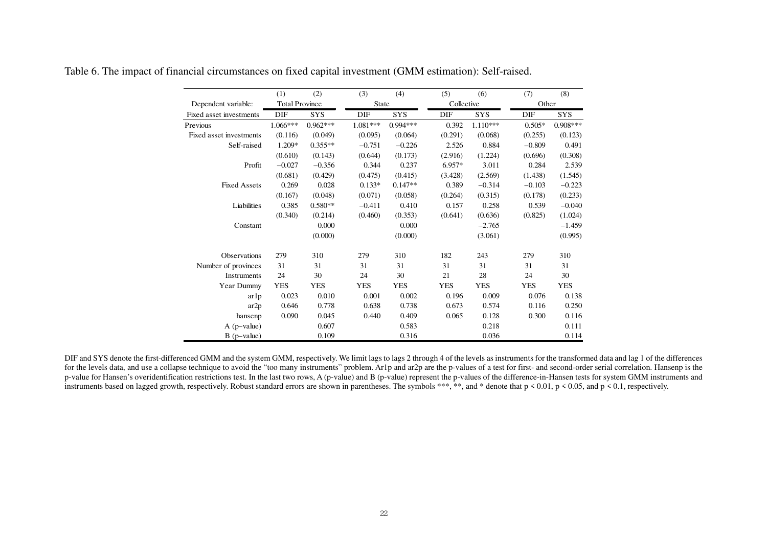Table 6. The impact of financial circumstances on fixed capital investment (GMM estimation): Self-raised.

| | (1) | (2) | (3) | (4) | (5) | (6) | (7) | (8) |
|---|---|---|---|---|---|---|---|---|
| Dependent variable: | Total Province | | State | | Collective | | Other | |
| Fixed asset investments | DIF | SYS | DIF | SYS | DIF | SYS | DIF | SYS |
| Previous | 1.066*** | 0.962*** | 1.081*** | 0.994*** | 0.392 | 1.110*** | 0.505* | 0.908*** |
| Fixed asset investments | (0.116) | (0.049) | (0.095) | (0.064) | (0.291) | (0.068) | (0.255) | (0.123) |
| Self-raised | 1.209* | 0.355** | −0.751 | −0.226 | 2.526 | 0.884 | −0.809 | 0.491 |
| | (0.610) | (0.143) | (0.644) | (0.173) | (2.916) | (1.224) | (0.696) | (0.308) |
| Profit | −0.027 | −0.356 | 0.344 | 0.237 | 6.957* | 3.011 | 0.284 | 2.539 |
| | (0.681) | (0.429) | (0.475) | (0.415) | (3.428) | (2.569) | (1.438) | (1.545) |
| Fixed Assets | 0.269 | 0.028 | 0.133* | 0.147** | 0.389 | −0.314 | −0.103 | −0.223 |
| | (0.167) | (0.048) | (0.071) | (0.058) | (0.264) | (0.315) | (0.178) | (0.233) |
| Liabilities | 0.385 | 0.580** | −0.411 | 0.410 | 0.157 | 0.258 | 0.539 | −0.040 |
| | (0.340) | (0.214) | (0.460) | (0.353) | (0.641) | (0.636) | (0.825) | (1.024) |
| Constant | | 0.000 | | 0.000 | | −2.765 | | −1.459 |
| | | (0.000) | | (0.000) | | (3.061) | | (0.995) |
| Observations | 279 | 310 | 279 | 310 | 182 | 243 | 279 | 310 |
| Number of provinces | 31 | 31 | 31 | 31 | 31 | 31 | 31 | 31 |
| Instruments | 24 | 30 | 24 | 30 | 21 | 28 | 24 | 30 |
| Year Dummy | YES | YES | YES | YES | YES | YES | YES | YES |
| ar1p | 0.023 | 0.010 | 0.001 | 0.002 | 0.196 | 0.009 | 0.076 | 0.138 |
| ar2p | 0.646 | 0.778 | 0.638 | 0.738 | 0.673 | 0.574 | 0.116 | 0.250 |
| hansenp | 0.090 | 0.045 | 0.440 | 0.409 | 0.065 | 0.128 | 0.300 | 0.116 |
| A (p–value) | | 0.607 | | 0.583 | | 0.218 | | 0.111 |
| B (p–value) | | 0.109 | | 0.316 | | 0.036 | | 0.114 |

DIF and SYS denote the first-differenced GMM and the system GMM, respectively. We limit lags to lags 2 through 4 of the levels as instruments for the transformed data and lag 1 of the differences for the levels data, and use a collapse technique to avoid the "too many instruments" problem. Ar1p and ar2p are the p-values of a test for first- and second-order serial correlation. Hansenp is the p-value for Hansen's overidentification restrictions test. In the last two rows, A (p-value) and B (p-value) represent the p-values of the difference-in-Hansen tests for system GMM instruments and instruments based on lagged growth, respectively. Robust standard errors are shown in parentheses. The symbols ***, **, and * denote that $p < 0.01$, $p < 0.05$, and $p < 0.1$, respectively.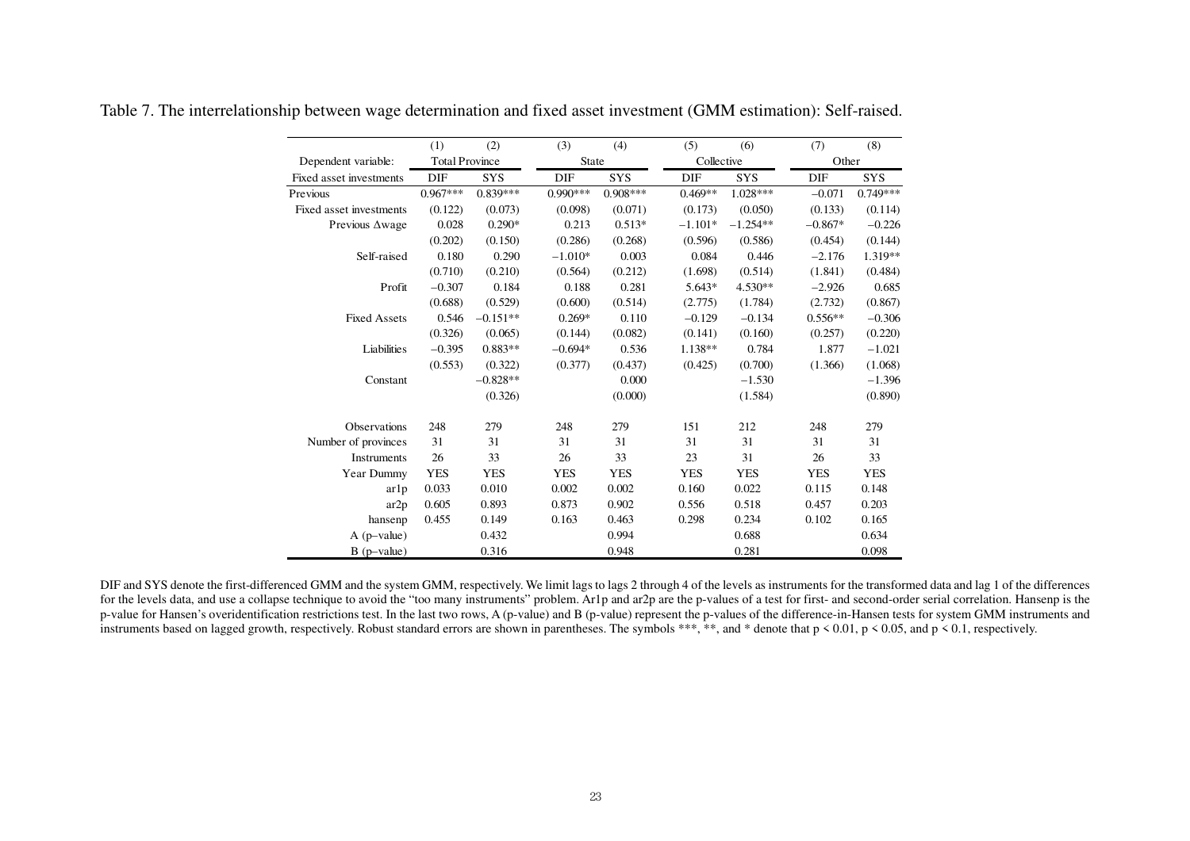Table 7. The interrelationship between wage determination and fixed asset investment (GMM estimation): Self-raised.

| | (1) | (2) | (3) | (4) | (5) | (6) | (7) | (8) |
|---|---|---|---|---|---|---|---|---|
| Dependent variable: | Total Province | | State | | Collective | | Other | |
| Fixed asset investments | DIF | SYS | DIF | SYS | DIF | SYS | DIF | SYS |
| Previous | 0.967*** | 0.839*** | 0.990*** | 0.908*** | 0.469** | 1.028*** | −0.071 | 0.749*** |
| Fixed asset investments | (0.122) | (0.073) | (0.098) | (0.071) | (0.173) | (0.050) | (0.133) | (0.114) |
| Previous Δwage | 0.028 | 0.290* | 0.213 | 0.513* | −1.101* | −1.254** | −0.867* | −0.226 |
| | (0.202) | (0.150) | (0.286) | (0.268) | (0.596) | (0.586) | (0.454) | (0.144) |
| Self-raised | 0.180 | 0.290 | −1.010* | 0.003 | 0.084 | 0.446 | −2.176 | 1.319** |
| | (0.710) | (0.210) | (0.564) | (0.212) | (1.698) | (0.514) | (1.841) | (0.484) |
| Profit | −0.307 | 0.184 | 0.188 | 0.281 | 5.643* | 4.530** | −2.926 | 0.685 |
| | (0.688) | (0.529) | (0.600) | (0.514) | (2.775) | (1.784) | (2.732) | (0.867) |
| Fixed Assets | 0.546 | −0.151** | 0.269* | 0.110 | −0.129 | −0.134 | 0.556** | −0.306 |
| | (0.326) | (0.065) | (0.144) | (0.082) | (0.141) | (0.160) | (0.257) | (0.220) |
| Liabilities | −0.395 | 0.883** | −0.694* | 0.536 | 1.138** | 0.784 | 1.877 | −1.021 |
| | (0.553) | (0.322) | (0.377) | (0.437) | (0.425) | (0.700) | (1.366) | (1.068) |
| Constant | | −0.828** | | 0.000 | | −1.530 | | −1.396 |
| | | (0.326) | | (0.000) | | (1.584) | | (0.890) |
| Observations | 248 | 279 | 248 | 279 | 151 | 212 | 248 | 279 |
| Number of provinces | 31 | 31 | 31 | 31 | 31 | 31 | 31 | 31 |
| Instruments | 26 | 33 | 26 | 33 | 23 | 31 | 26 | 33 |
| Year Dummy | YES | YES | YES | YES | YES | YES | YES | YES |
| ar1p | 0.033 | 0.010 | 0.002 | 0.002 | 0.160 | 0.022 | 0.115 | 0.148 |
| ar2p | 0.605 | 0.893 | 0.873 | 0.902 | 0.556 | 0.518 | 0.457 | 0.203 |
| hansenp | 0.455 | 0.149 | 0.163 | 0.463 | 0.298 | 0.234 | 0.102 | 0.165 |
| A (p–value) | | 0.432 | | 0.994 | | 0.688 | | 0.634 |
| B (p–value) | | 0.316 | | 0.948 | | 0.281 | | 0.098 |

DIF and SYS denote the first-differenced GMM and the system GMM, respectively. We limit lags to lags 2 through 4 of the levels as instruments for the transformed data and lag 1 of the differences for the levels data, and use a collapse technique to avoid the "too many instruments" problem. Ar1p and ar2p are the p-values of a test for first- and second-order serial correlation. Hansenp is the p-value for Hansen's overidentification restrictions test. In the last two rows, A (p-value) and B (p-value) represent the p-values of the difference-in-Hansen tests for system GMM instruments and instruments based on lagged growth, respectively. Robust standard errors are shown in parentheses. The symbols ***, **, and * denote that $p < 0.01$, $p < 0.05$, and $p < 0.1$, respectively.